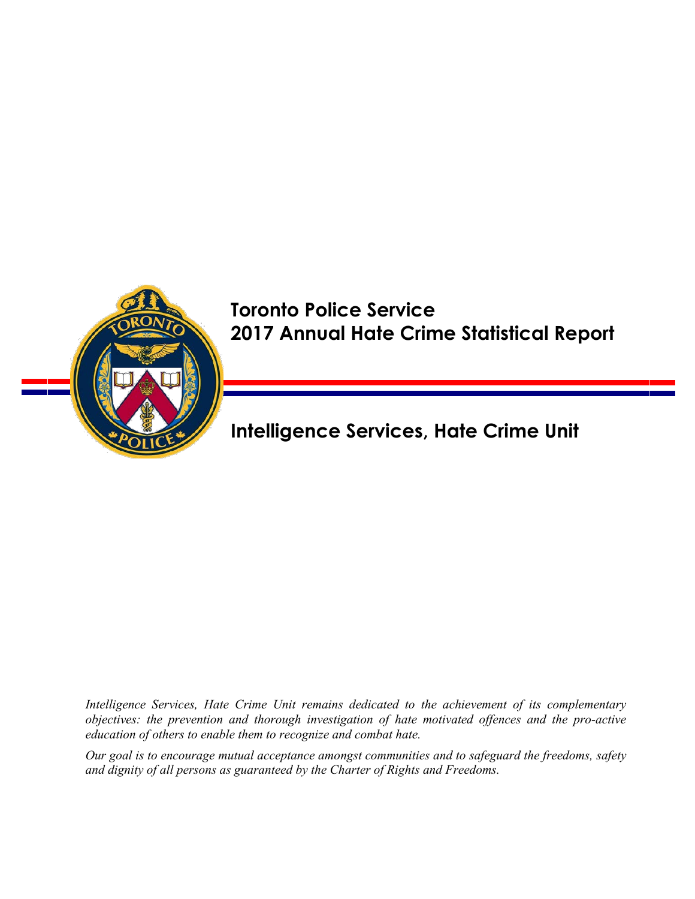# Toronto Police Service
# 2017 Annual Hate Crime Statistical Report

## Intelligence Services, Hate Crime Unit

*Intelligence Services, Hate Crime Unit remains dedicated to the achievement of its complementary objectives: the prevention and thorough investigation of hate motivated offences and the pro-active education of others to enable them to recognize and combat hate.*

*Our goal is to encourage mutual acceptance amongst communities and to safeguard the freedoms, safety and dignity of all persons as guaranteed by the Charter of Rights and Freedoms.*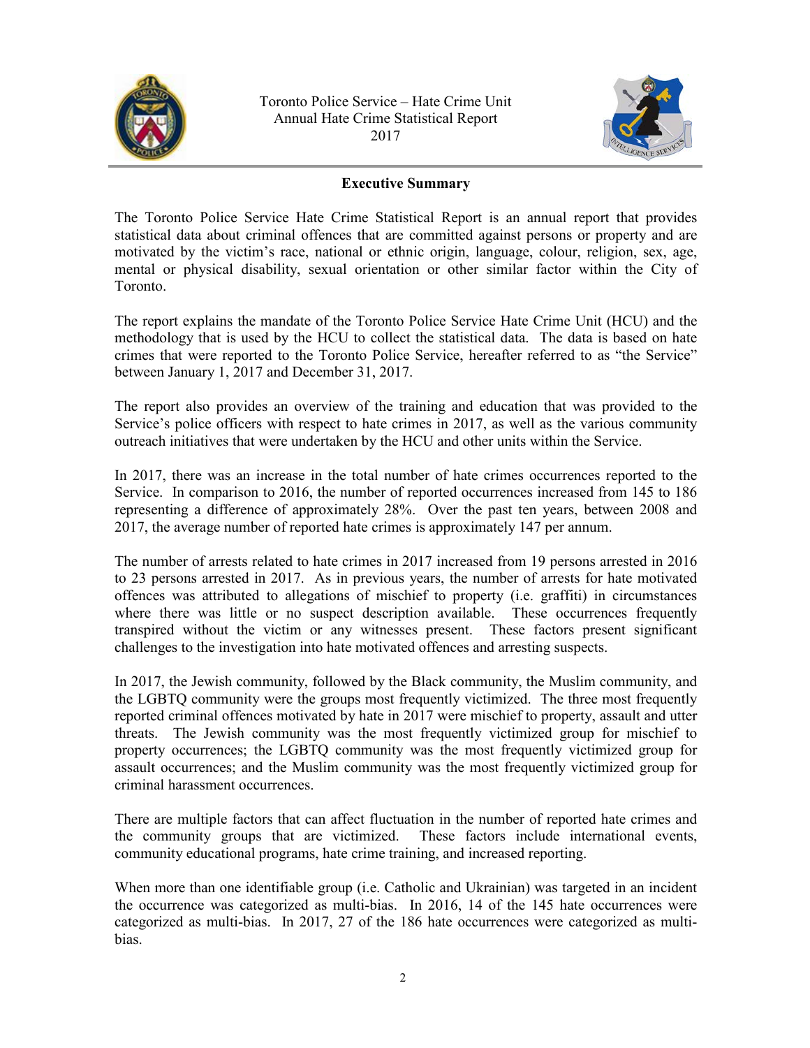## Executive Summary

The Toronto Police Service Hate Crime Statistical Report is an annual report that provides statistical data about criminal offences that are committed against persons or property and are motivated by the victim's race, national or ethnic origin, language, colour, religion, sex, age, mental or physical disability, sexual orientation or other similar factor within the City of Toronto.

The report explains the mandate of the Toronto Police Service Hate Crime Unit (HCU) and the methodology that is used by the HCU to collect the statistical data. The data is based on hate crimes that were reported to the Toronto Police Service, hereafter referred to as "the Service" between January 1, 2017 and December 31, 2017.

The report also provides an overview of the training and education that was provided to the Service's police officers with respect to hate crimes in 2017, as well as the various community outreach initiatives that were undertaken by the HCU and other units within the Service.

In 2017, there was an increase in the total number of hate crimes occurrences reported to the Service. In comparison to 2016, the number of reported occurrences increased from 145 to 186 representing a difference of approximately 28%. Over the past ten years, between 2008 and 2017, the average number of reported hate crimes is approximately 147 per annum.

The number of arrests related to hate crimes in 2017 increased from 19 persons arrested in 2016 to 23 persons arrested in 2017. As in previous years, the number of arrests for hate motivated offences was attributed to allegations of mischief to property (i.e. graffiti) in circumstances where there was little or no suspect description available. These occurrences frequently transpired without the victim or any witnesses present. These factors present significant challenges to the investigation into hate motivated offences and arresting suspects.

In 2017, the Jewish community, followed by the Black community, the Muslim community, and the LGBTQ community were the groups most frequently victimized. The three most frequently reported criminal offences motivated by hate in 2017 were mischief to property, assault and utter threats. The Jewish community was the most frequently victimized group for mischief to property occurrences; the LGBTQ community was the most frequently victimized group for assault occurrences; and the Muslim community was the most frequently victimized group for criminal harassment occurrences.

There are multiple factors that can affect fluctuation in the number of reported hate crimes and the community groups that are victimized. These factors include international events, community educational programs, hate crime training, and increased reporting.

When more than one identifiable group (i.e. Catholic and Ukrainian) was targeted in an incident the occurrence was categorized as multi-bias. In 2016, 14 of the 145 hate occurrences were categorized as multi-bias. In 2017, 27 of the 186 hate occurrences were categorized as multi-bias.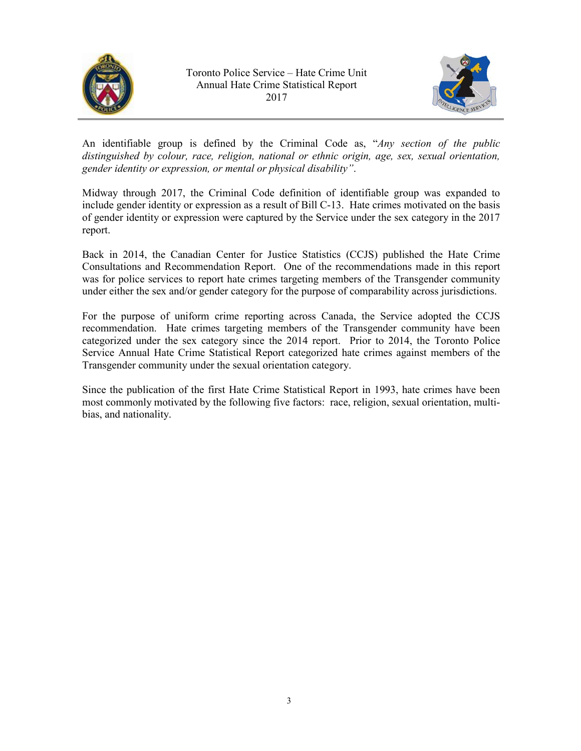An identifiable group is defined by the Criminal Code as, "*Any section of the public distinguished by colour, race, religion, national or ethnic origin, age, sex, sexual orientation, gender identity or expression, or mental or physical disability"*.

Midway through 2017, the Criminal Code definition of identifiable group was expanded to include gender identity or expression as a result of Bill C-13. Hate crimes motivated on the basis of gender identity or expression were captured by the Service under the sex category in the 2017 report.

Back in 2014, the Canadian Center for Justice Statistics (CCJS) published the Hate Crime Consultations and Recommendation Report. One of the recommendations made in this report was for police services to report hate crimes targeting members of the Transgender community under either the sex and/or gender category for the purpose of comparability across jurisdictions.

For the purpose of uniform crime reporting across Canada, the Service adopted the CCJS recommendation. Hate crimes targeting members of the Transgender community have been categorized under the sex category since the 2014 report. Prior to 2014, the Toronto Police Service Annual Hate Crime Statistical Report categorized hate crimes against members of the Transgender community under the sexual orientation category.

Since the publication of the first Hate Crime Statistical Report in 1993, hate crimes have been most commonly motivated by the following five factors: race, religion, sexual orientation, multi-bias, and nationality.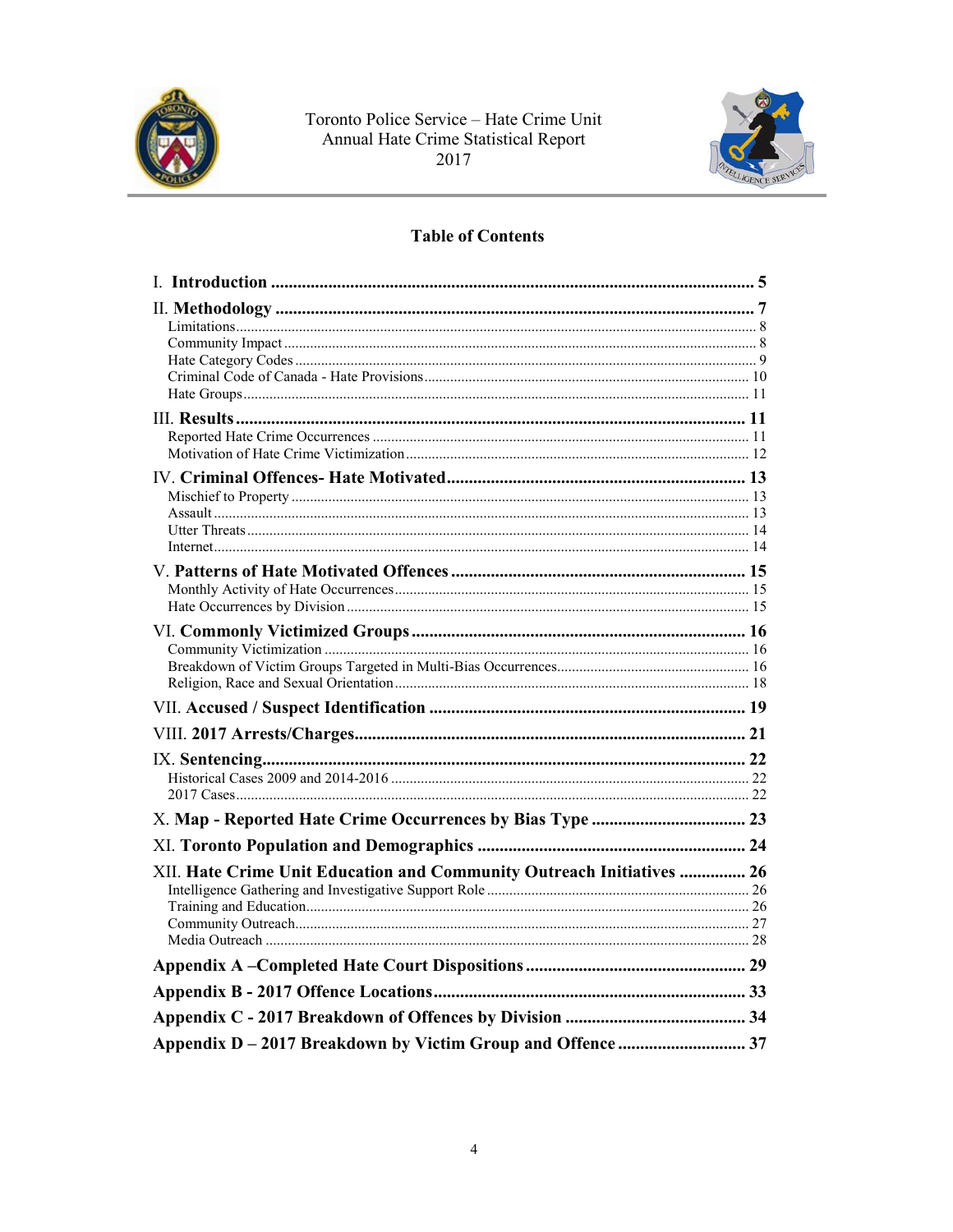Toronto Police Service – Hate Crime Unit
Annual Hate Crime Statistical Report
2017

## Table of Contents

**I. Introduction** ..... 5

**II. Methodology** ..... 7
- Limitations ..... 8
- Community Impact ..... 8
- Hate Category Codes ..... 9
- Criminal Code of Canada - Hate Provisions ..... 10
- Hate Groups ..... 11

**III. Results** ..... 11
- Reported Hate Crime Occurrences ..... 11
- Motivation of Hate Crime Victimization ..... 12

**IV. Criminal Offences- Hate Motivated** ..... 13
- Mischief to Property ..... 13
- Assault ..... 13
- Utter Threats ..... 14
- Internet ..... 14

**V. Patterns of Hate Motivated Offences** ..... 15
- Monthly Activity of Hate Occurrences ..... 15
- Hate Occurrences by Division ..... 15

**VI. Commonly Victimized Groups** ..... 16
- Community Victimization ..... 16
- Breakdown of Victim Groups Targeted in Multi-Bias Occurrences ..... 16
- Religion, Race and Sexual Orientation ..... 18

**VII. Accused / Suspect Identification** ..... 19

**VIII. 2017 Arrests/Charges** ..... 21

**IX. Sentencing** ..... 22
- Historical Cases 2009 and 2014-2016 ..... 22
- 2017 Cases ..... 22

**X. Map - Reported Hate Crime Occurrences by Bias Type** ..... 23

**XI. Toronto Population and Demographics** ..... 24

**XII. Hate Crime Unit Education and Community Outreach Initiatives** ..... 26
- Intelligence Gathering and Investigative Support Role ..... 26
- Training and Education ..... 26
- Community Outreach ..... 27
- Media Outreach ..... 28

**Appendix A –Completed Hate Court Dispositions** ..... 29

**Appendix B - 2017 Offence Locations** ..... 33

**Appendix C - 2017 Breakdown of Offences by Division** ..... 34

**Appendix D – 2017 Breakdown by Victim Group and Offence** ..... 37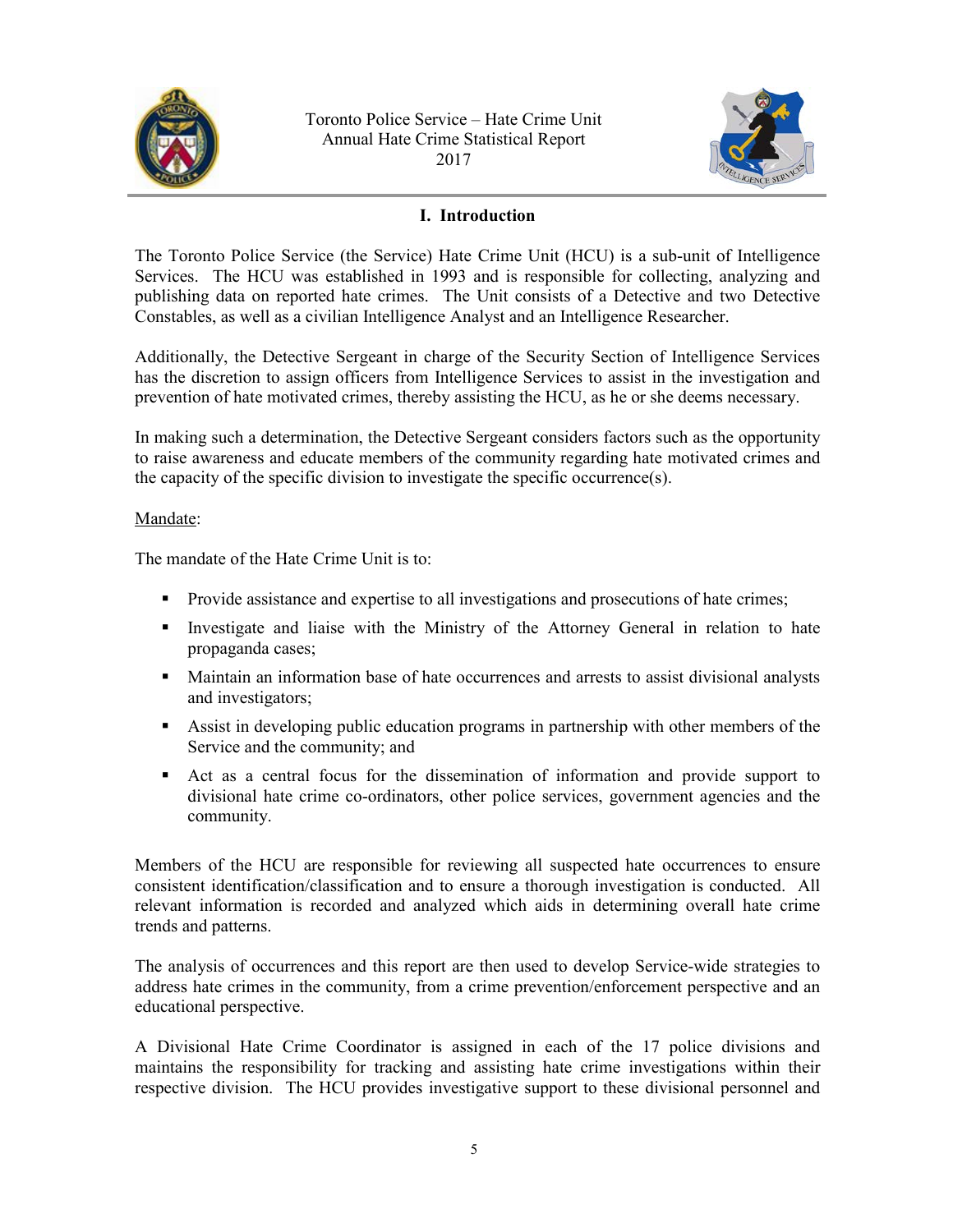## I. Introduction

The Toronto Police Service (the Service) Hate Crime Unit (HCU) is a sub-unit of Intelligence Services. The HCU was established in 1993 and is responsible for collecting, analyzing and publishing data on reported hate crimes. The Unit consists of a Detective and two Detective Constables, as well as a civilian Intelligence Analyst and an Intelligence Researcher.

Additionally, the Detective Sergeant in charge of the Security Section of Intelligence Services has the discretion to assign officers from Intelligence Services to assist in the investigation and prevention of hate motivated crimes, thereby assisting the HCU, as he or she deems necessary.

In making such a determination, the Detective Sergeant considers factors such as the opportunity to raise awareness and educate members of the community regarding hate motivated crimes and the capacity of the specific division to investigate the specific occurrence(s).

Mandate:

The mandate of the Hate Crime Unit is to:

- Provide assistance and expertise to all investigations and prosecutions of hate crimes;
- Investigate and liaise with the Ministry of the Attorney General in relation to hate propaganda cases;
- Maintain an information base of hate occurrences and arrests to assist divisional analysts and investigators;
- Assist in developing public education programs in partnership with other members of the Service and the community; and
- Act as a central focus for the dissemination of information and provide support to divisional hate crime co-ordinators, other police services, government agencies and the community.

Members of the HCU are responsible for reviewing all suspected hate occurrences to ensure consistent identification/classification and to ensure a thorough investigation is conducted. All relevant information is recorded and analyzed which aids in determining overall hate crime trends and patterns.

The analysis of occurrences and this report are then used to develop Service-wide strategies to address hate crimes in the community, from a crime prevention/enforcement perspective and an educational perspective.

A Divisional Hate Crime Coordinator is assigned in each of the 17 police divisions and maintains the responsibility for tracking and assisting hate crime investigations within their respective division. The HCU provides investigative support to these divisional personnel and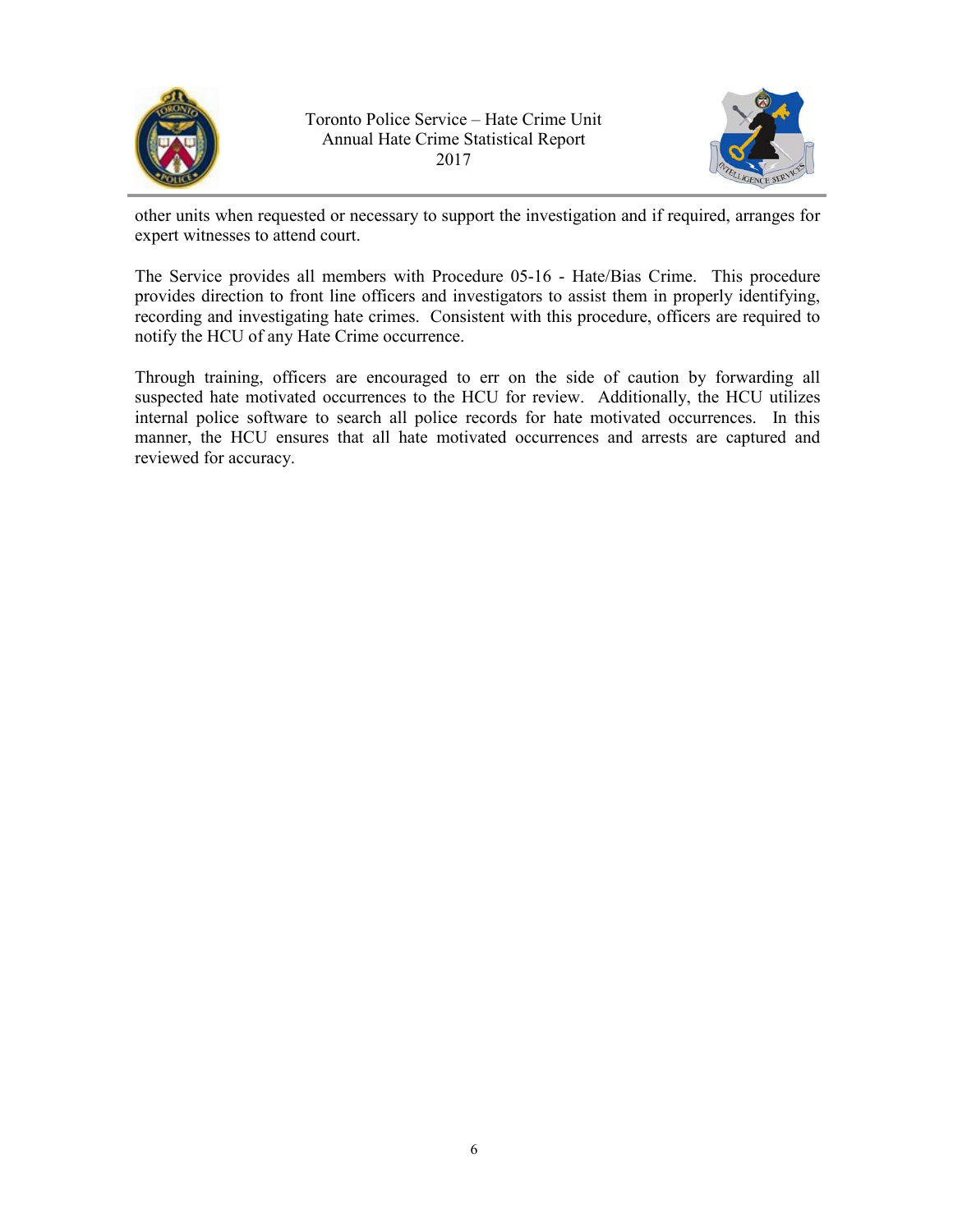other units when requested or necessary to support the investigation and if required, arranges for expert witnesses to attend court.

The Service provides all members with Procedure 05-16 - Hate/Bias Crime. This procedure provides direction to front line officers and investigators to assist them in properly identifying, recording and investigating hate crimes. Consistent with this procedure, officers are required to notify the HCU of any Hate Crime occurrence.

Through training, officers are encouraged to err on the side of caution by forwarding all suspected hate motivated occurrences to the HCU for review. Additionally, the HCU utilizes internal police software to search all police records for hate motivated occurrences. In this manner, the HCU ensures that all hate motivated occurrences and arrests are captured and reviewed for accuracy.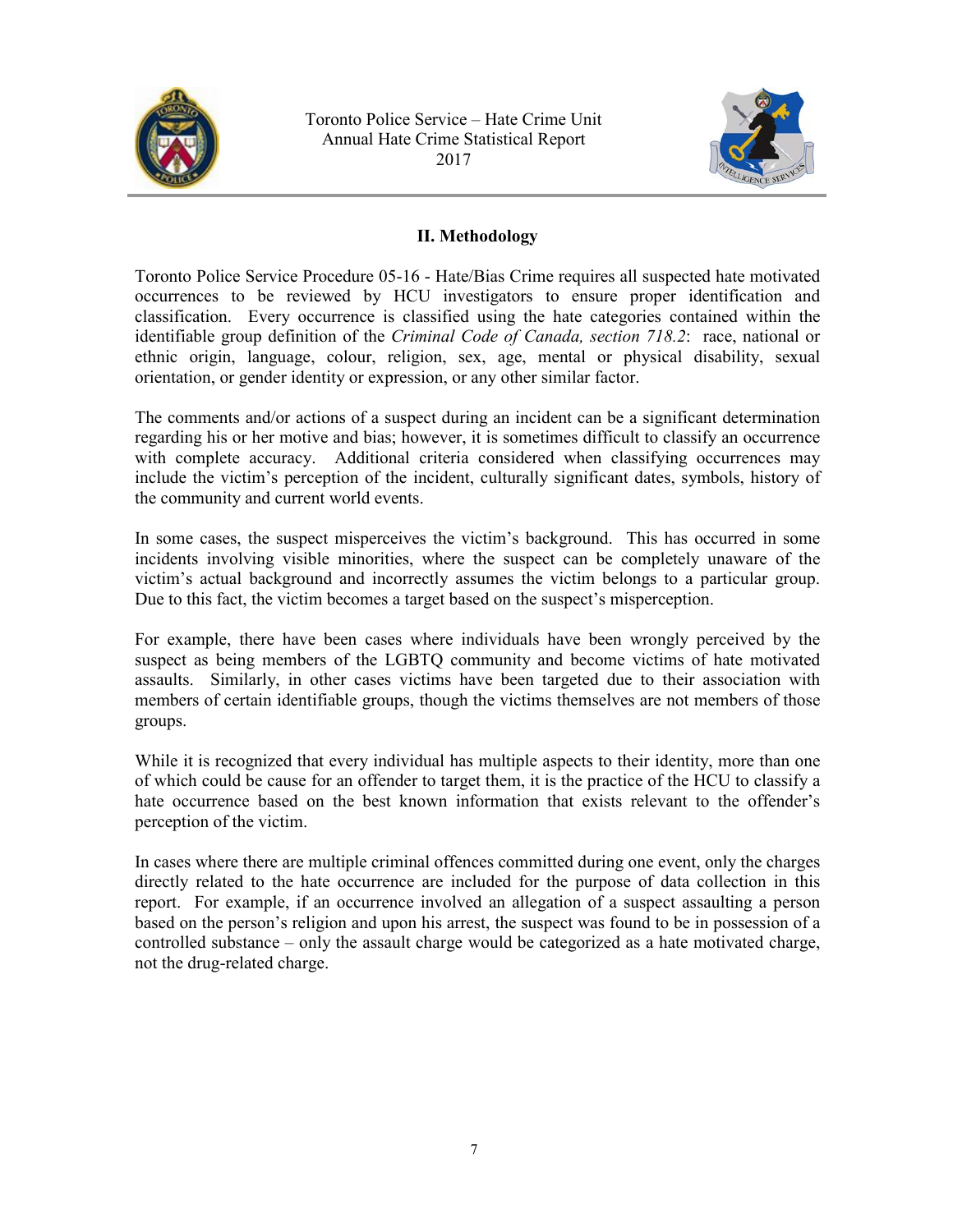## II. Methodology

Toronto Police Service Procedure 05-16 - Hate/Bias Crime requires all suspected hate motivated occurrences to be reviewed by HCU investigators to ensure proper identification and classification. Every occurrence is classified using the hate categories contained within the identifiable group definition of the *Criminal Code of Canada, section 718.2*: race, national or ethnic origin, language, colour, religion, sex, age, mental or physical disability, sexual orientation, or gender identity or expression, or any other similar factor.

The comments and/or actions of a suspect during an incident can be a significant determination regarding his or her motive and bias; however, it is sometimes difficult to classify an occurrence with complete accuracy. Additional criteria considered when classifying occurrences may include the victim's perception of the incident, culturally significant dates, symbols, history of the community and current world events.

In some cases, the suspect misperceives the victim's background. This has occurred in some incidents involving visible minorities, where the suspect can be completely unaware of the victim's actual background and incorrectly assumes the victim belongs to a particular group. Due to this fact, the victim becomes a target based on the suspect's misperception.

For example, there have been cases where individuals have been wrongly perceived by the suspect as being members of the LGBTQ community and become victims of hate motivated assaults. Similarly, in other cases victims have been targeted due to their association with members of certain identifiable groups, though the victims themselves are not members of those groups.

While it is recognized that every individual has multiple aspects to their identity, more than one of which could be cause for an offender to target them, it is the practice of the HCU to classify a hate occurrence based on the best known information that exists relevant to the offender's perception of the victim.

In cases where there are multiple criminal offences committed during one event, only the charges directly related to the hate occurrence are included for the purpose of data collection in this report. For example, if an occurrence involved an allegation of a suspect assaulting a person based on the person's religion and upon his arrest, the suspect was found to be in possession of a controlled substance – only the assault charge would be categorized as a hate motivated charge, not the drug-related charge.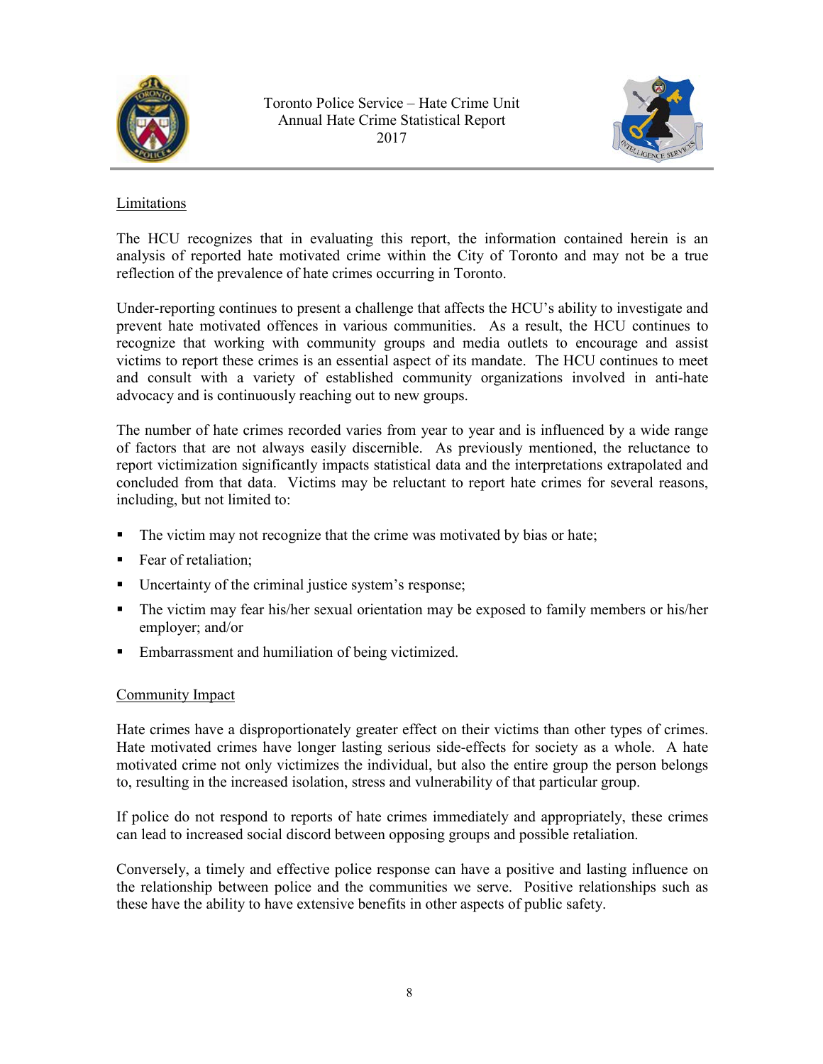## Limitations

The HCU recognizes that in evaluating this report, the information contained herein is an analysis of reported hate motivated crime within the City of Toronto and may not be a true reflection of the prevalence of hate crimes occurring in Toronto.

Under-reporting continues to present a challenge that affects the HCU's ability to investigate and prevent hate motivated offences in various communities. As a result, the HCU continues to recognize that working with community groups and media outlets to encourage and assist victims to report these crimes is an essential aspect of its mandate. The HCU continues to meet and consult with a variety of established community organizations involved in anti-hate advocacy and is continuously reaching out to new groups.

The number of hate crimes recorded varies from year to year and is influenced by a wide range of factors that are not always easily discernible. As previously mentioned, the reluctance to report victimization significantly impacts statistical data and the interpretations extrapolated and concluded from that data. Victims may be reluctant to report hate crimes for several reasons, including, but not limited to:

- The victim may not recognize that the crime was motivated by bias or hate;
- Fear of retaliation;
- Uncertainty of the criminal justice system's response;
- The victim may fear his/her sexual orientation may be exposed to family members or his/her employer; and/or
- Embarrassment and humiliation of being victimized.

## Community Impact

Hate crimes have a disproportionately greater effect on their victims than other types of crimes. Hate motivated crimes have longer lasting serious side-effects for society as a whole. A hate motivated crime not only victimizes the individual, but also the entire group the person belongs to, resulting in the increased isolation, stress and vulnerability of that particular group.

If police do not respond to reports of hate crimes immediately and appropriately, these crimes can lead to increased social discord between opposing groups and possible retaliation.

Conversely, a timely and effective police response can have a positive and lasting influence on the relationship between police and the communities we serve. Positive relationships such as these have the ability to have extensive benefits in other aspects of public safety.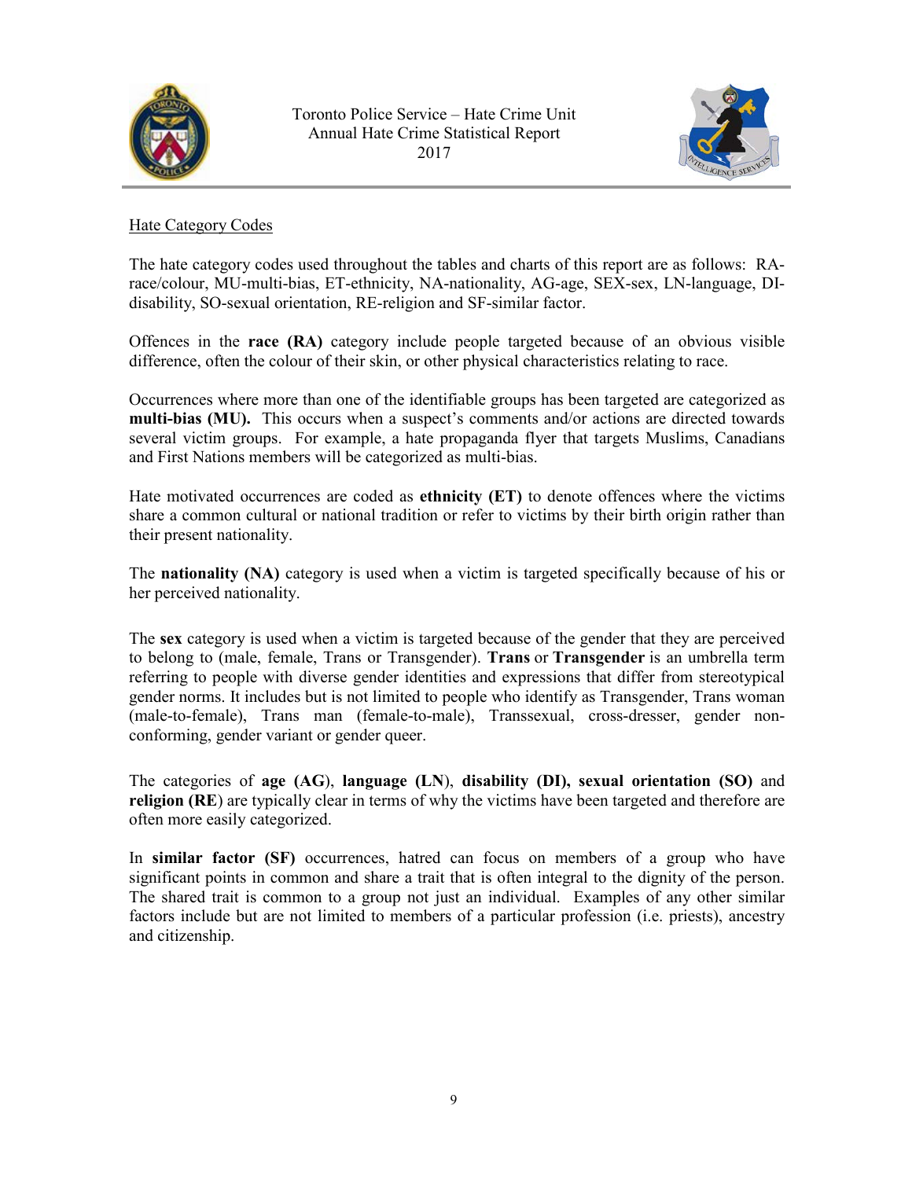Hate Category Codes

The hate category codes used throughout the tables and charts of this report are as follows: RA-race/colour, MU-multi-bias, ET-ethnicity, NA-nationality, AG-age, SEX-sex, LN-language, DI-disability, SO-sexual orientation, RE-religion and SF-similar factor.

Offences in the **race (RA)** category include people targeted because of an obvious visible difference, often the colour of their skin, or other physical characteristics relating to race.

Occurrences where more than one of the identifiable groups has been targeted are categorized as **multi-bias (MU).** This occurs when a suspect's comments and/or actions are directed towards several victim groups. For example, a hate propaganda flyer that targets Muslims, Canadians and First Nations members will be categorized as multi-bias.

Hate motivated occurrences are coded as **ethnicity (ET)** to denote offences where the victims share a common cultural or national tradition or refer to victims by their birth origin rather than their present nationality.

The **nationality (NA)** category is used when a victim is targeted specifically because of his or her perceived nationality.

The **sex** category is used when a victim is targeted because of the gender that they are perceived to belong to (male, female, Trans or Transgender). **Trans** or **Transgender** is an umbrella term referring to people with diverse gender identities and expressions that differ from stereotypical gender norms. It includes but is not limited to people who identify as Transgender, Trans woman (male-to-female), Trans man (female-to-male), Transsexual, cross-dresser, gender non-conforming, gender variant or gender queer.

The categories of **age (AG)**, **language (LN)**, **disability (DI), sexual orientation (SO)** and **religion (RE)** are typically clear in terms of why the victims have been targeted and therefore are often more easily categorized.

In **similar factor (SF)** occurrences, hatred can focus on members of a group who have significant points in common and share a trait that is often integral to the dignity of the person. The shared trait is common to a group not just an individual. Examples of any other similar factors include but are not limited to members of a particular profession (i.e. priests), ancestry and citizenship.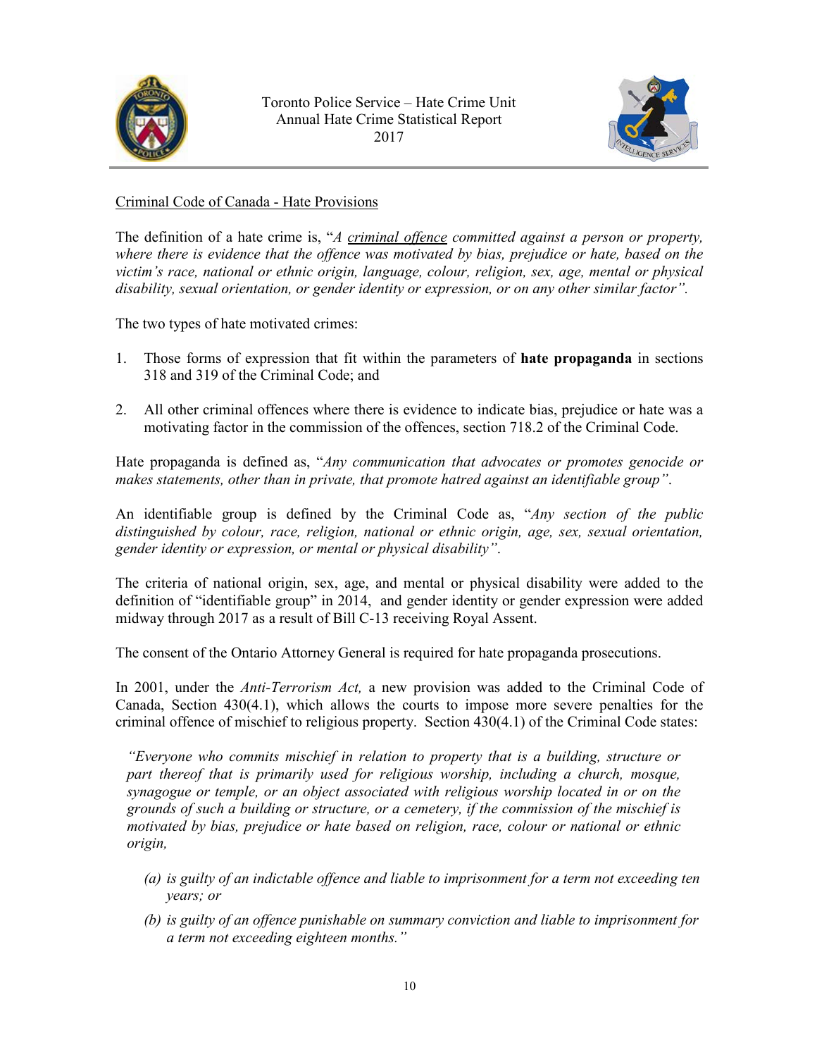Criminal Code of Canada - Hate Provisions

The definition of a hate crime is, "*A criminal offence committed against a person or property, where there is evidence that the offence was motivated by bias, prejudice or hate, based on the victim's race, national or ethnic origin, language, colour, religion, sex, age, mental or physical disability, sexual orientation, or gender identity or expression, or on any other similar factor".*

The two types of hate motivated crimes:

1. Those forms of expression that fit within the parameters of **hate propaganda** in sections 318 and 319 of the Criminal Code; and

2. All other criminal offences where there is evidence to indicate bias, prejudice or hate was a motivating factor in the commission of the offences, section 718.2 of the Criminal Code.

Hate propaganda is defined as, "*Any communication that advocates or promotes genocide or makes statements, other than in private, that promote hatred against an identifiable group"*.

An identifiable group is defined by the Criminal Code as, "*Any section of the public distinguished by colour, race, religion, national or ethnic origin, age, sex, sexual orientation, gender identity or expression, or mental or physical disability"*.

The criteria of national origin, sex, age, and mental or physical disability were added to the definition of "identifiable group" in 2014, and gender identity or gender expression were added midway through 2017 as a result of Bill C-13 receiving Royal Assent.

The consent of the Ontario Attorney General is required for hate propaganda prosecutions.

In 2001, under the *Anti-Terrorism Act,* a new provision was added to the Criminal Code of Canada, Section 430(4.1), which allows the courts to impose more severe penalties for the criminal offence of mischief to religious property. Section 430(4.1) of the Criminal Code states:

> *"Everyone who commits mischief in relation to property that is a building, structure or part thereof that is primarily used for religious worship, including a church, mosque, synagogue or temple, or an object associated with religious worship located in or on the grounds of such a building or structure, or a cemetery, if the commission of the mischief is motivated by bias, prejudice or hate based on religion, race, colour or national or ethnic origin,*
>
> *(a) is guilty of an indictable offence and liable to imprisonment for a term not exceeding ten years; or*
>
> *(b) is guilty of an offence punishable on summary conviction and liable to imprisonment for a term not exceeding eighteen months."*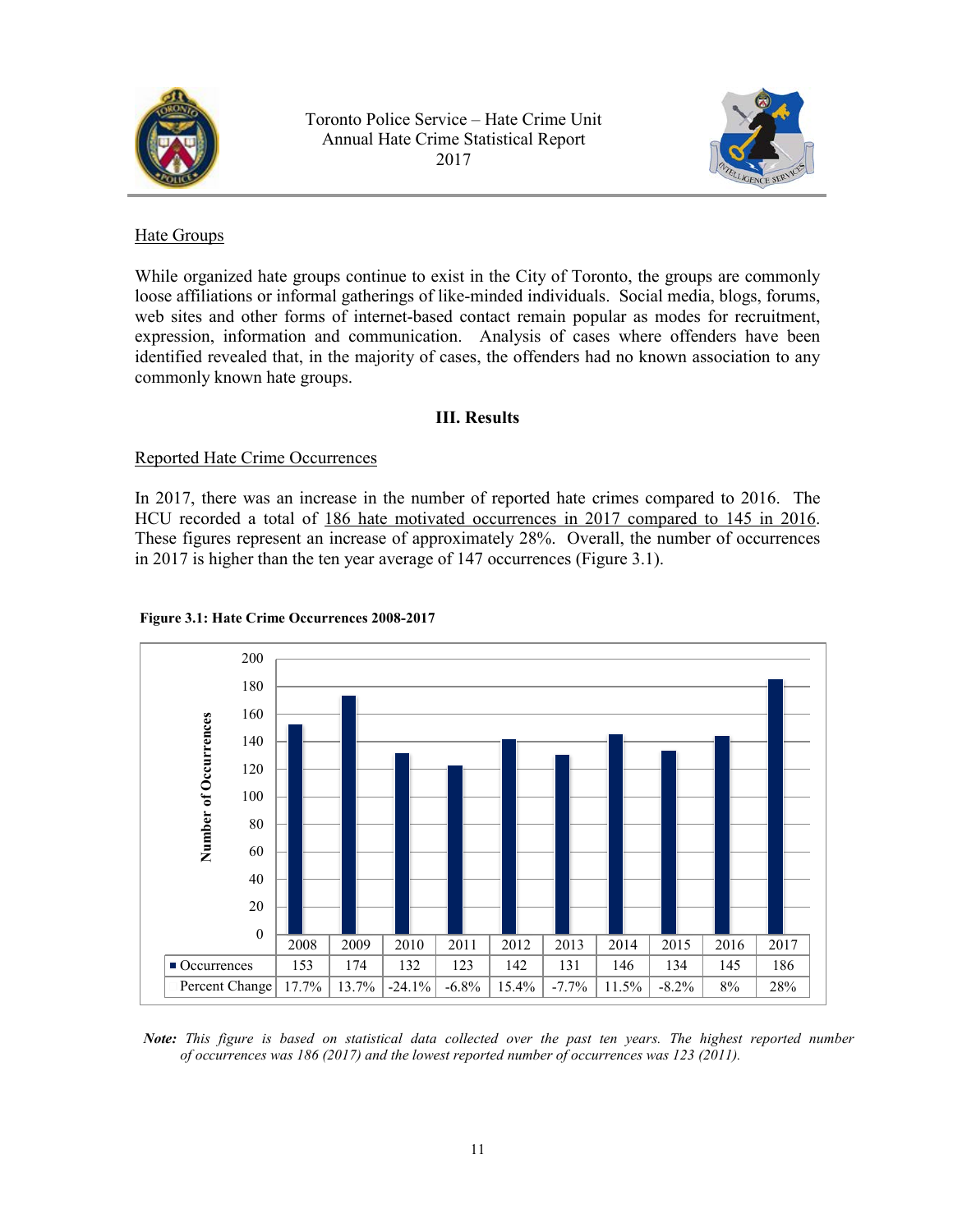## Hate Groups

While organized hate groups continue to exist in the City of Toronto, the groups are commonly loose affiliations or informal gatherings of like-minded individuals. Social media, blogs, forums, web sites and other forms of internet-based contact remain popular as modes for recruitment, expression, information and communication. Analysis of cases where offenders have been identified revealed that, in the majority of cases, the offenders had no known association to any commonly known hate groups.

# III. Results

## Reported Hate Crime Occurrences

In 2017, there was an increase in the number of reported hate crimes compared to 2016. The HCU recorded a total of 186 hate motivated occurrences in 2017 compared to 145 in 2016. These figures represent an increase of approximately 28%. Overall, the number of occurrences in 2017 is higher than the ten year average of 147 occurrences (Figure 3.1).

**Figure 3.1: Hate Crime Occurrences 2008-2017**

| | 2008 | 2009 | 2010 | 2011 | 2012 | 2013 | 2014 | 2015 | 2016 | 2017 |
|---|---|---|---|---|---|---|---|---|---|---|
| Occurrences | 153 | 174 | 132 | 123 | 142 | 131 | 146 | 134 | 145 | 186 |
| Percent Change | 17.7% | 13.7% | -24.1% | -6.8% | 15.4% | -7.7% | 11.5% | -8.2% | 8% | 28% |

***Note:*** *This figure is based on statistical data collected over the past ten years. The highest reported number of occurrences was 186 (2017) and the lowest reported number of occurrences was 123 (2011).*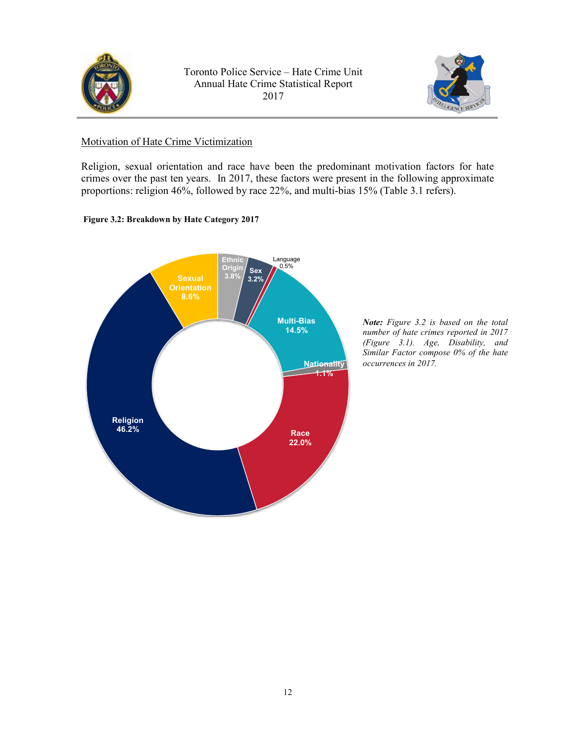Motivation of Hate Crime Victimization

Religion, sexual orientation and race have been the predominant motivation factors for hate crimes over the past ten years. In 2017, these factors were present in the following approximate proportions: religion 46%, followed by race 22%, and multi-bias 15% (Table 3.1 refers).

**Figure 3.2: Breakdown by Hate Category 2017**

| Category | Percentage |
| --- | --- |
| Religion | 46.2% |
| Race | 22.0% |
| Multi-Bias | 14.5% |
| Sexual Orientation | 8.6% |
| Ethnic Origin | 3.8% |
| Sex | 3.2% |
| Nationality | 1.1% |
| Language | 0.5% |

***Note:*** *Figure 3.2 is based on the total number of hate crimes reported in 2017 (Figure 3.1). Age, Disability, and Similar Factor compose 0% of the hate occurrences in 2017.*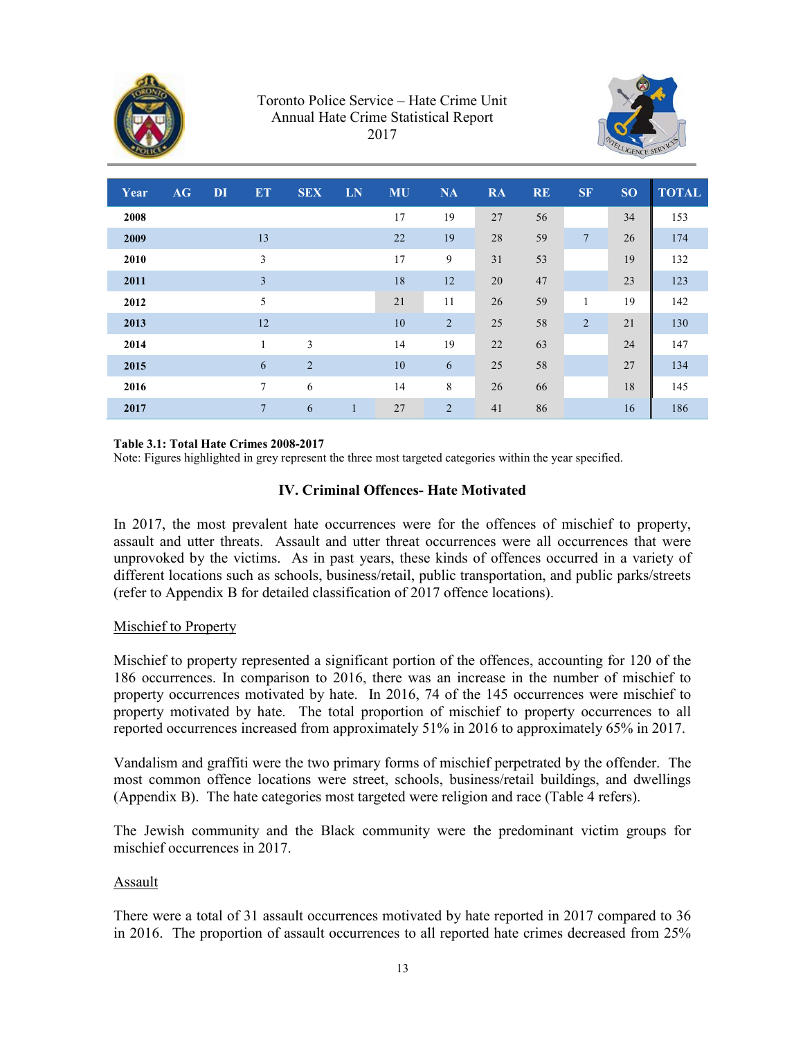Toronto Police Service – Hate Crime Unit
Annual Hate Crime Statistical Report
2017

| Year | AG | DI | ET | SEX | LN | MU | NA | RA | RE | SF | SO | TOTAL |
|---|---|---|---|---|---|---|---|---|---|---|---|---|
| 2008 | | | | | | 17 | 19 | 27 | 56 | | 34 | 153 |
| 2009 | | | 13 | | | 22 | 19 | 28 | 59 | 7 | 26 | 174 |
| 2010 | | | 3 | | | 17 | 9 | 31 | 53 | | 19 | 132 |
| 2011 | | | 3 | | | 18 | 12 | 20 | 47 | | 23 | 123 |
| 2012 | | | 5 | | | 21 | 11 | 26 | 59 | 1 | 19 | 142 |
| 2013 | | | 12 | | | 10 | 2 | 25 | 58 | 2 | 21 | 130 |
| 2014 | | | 1 | 3 | | 14 | 19 | 22 | 63 | | 24 | 147 |
| 2015 | | | 6 | 2 | | 10 | 6 | 25 | 58 | | 27 | 134 |
| 2016 | | | 7 | 6 | | 14 | 8 | 26 | 66 | | 18 | 145 |
| 2017 | | | 7 | 6 | 1 | 27 | 2 | 41 | 86 | | 16 | 186 |

**Table 3.1: Total Hate Crimes 2008-2017**
Note: Figures highlighted in grey represent the three most targeted categories within the year specified.

## IV. Criminal Offences- Hate Motivated

In 2017, the most prevalent hate occurrences were for the offences of mischief to property, assault and utter threats. Assault and utter threat occurrences were all occurrences that were unprovoked by the victims. As in past years, these kinds of offences occurred in a variety of different locations such as schools, business/retail, public transportation, and public parks/streets (refer to Appendix B for detailed classification of 2017 offence locations).

### Mischief to Property

Mischief to property represented a significant portion of the offences, accounting for 120 of the 186 occurrences. In comparison to 2016, there was an increase in the number of mischief to property occurrences motivated by hate. In 2016, 74 of the 145 occurrences were mischief to property motivated by hate. The total proportion of mischief to property occurrences to all reported occurrences increased from approximately 51% in 2016 to approximately 65% in 2017.

Vandalism and graffiti were the two primary forms of mischief perpetrated by the offender. The most common offence locations were street, schools, business/retail buildings, and dwellings (Appendix B). The hate categories most targeted were religion and race (Table 4 refers).

The Jewish community and the Black community were the predominant victim groups for mischief occurrences in 2017.

### Assault

There were a total of 31 assault occurrences motivated by hate reported in 2017 compared to 36 in 2016. The proportion of assault occurrences to all reported hate crimes decreased from 25%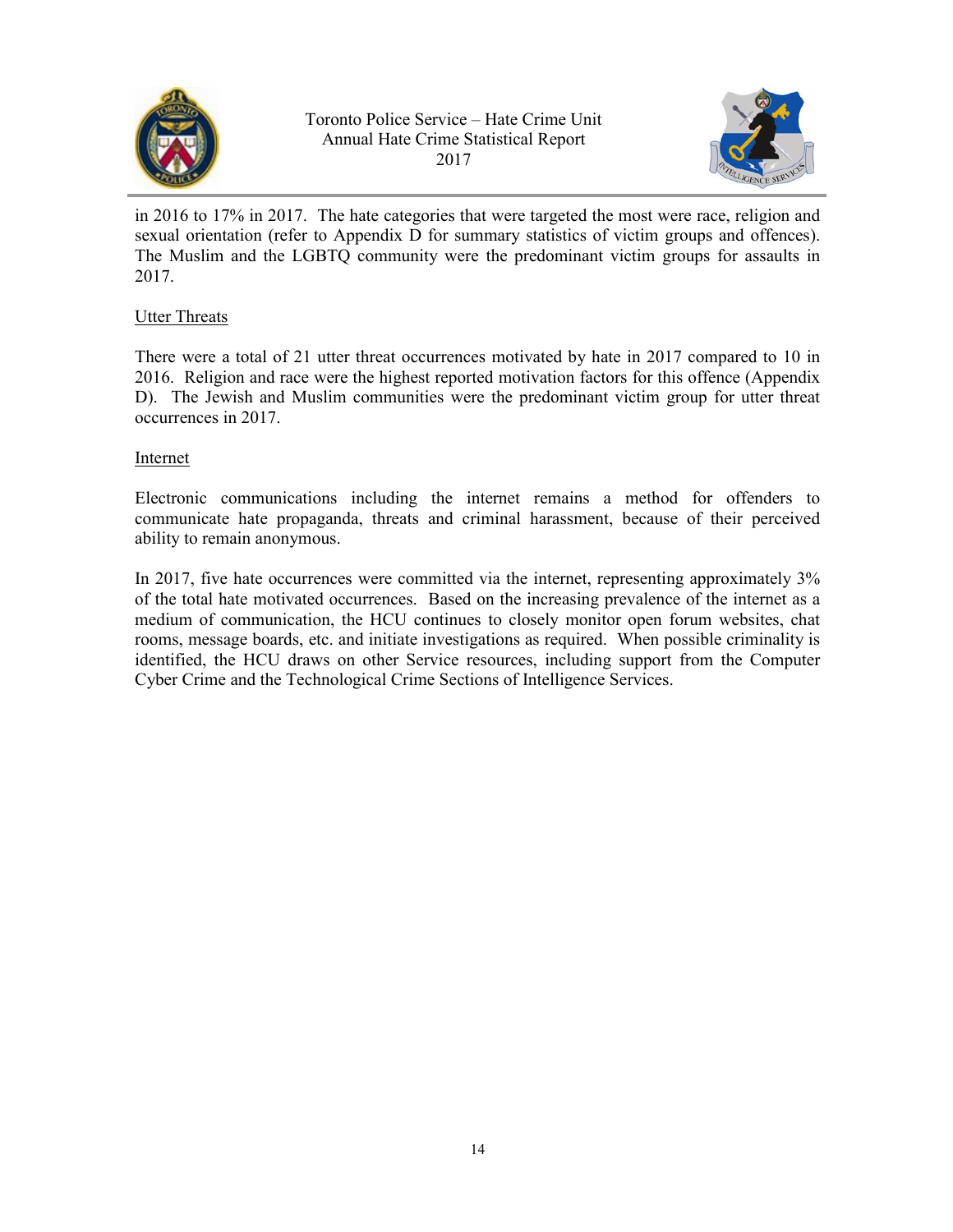in 2016 to 17% in 2017. The hate categories that were targeted the most were race, religion and sexual orientation (refer to Appendix D for summary statistics of victim groups and offences). The Muslim and the LGBTQ community were the predominant victim groups for assaults in 2017.

<u>Utter Threats</u>

There were a total of 21 utter threat occurrences motivated by hate in 2017 compared to 10 in 2016. Religion and race were the highest reported motivation factors for this offence (Appendix D). The Jewish and Muslim communities were the predominant victim group for utter threat occurrences in 2017.

<u>Internet</u>

Electronic communications including the internet remains a method for offenders to communicate hate propaganda, threats and criminal harassment, because of their perceived ability to remain anonymous.

In 2017, five hate occurrences were committed via the internet, representing approximately 3% of the total hate motivated occurrences. Based on the increasing prevalence of the internet as a medium of communication, the HCU continues to closely monitor open forum websites, chat rooms, message boards, etc. and initiate investigations as required. When possible criminality is identified, the HCU draws on other Service resources, including support from the Computer Cyber Crime and the Technological Crime Sections of Intelligence Services.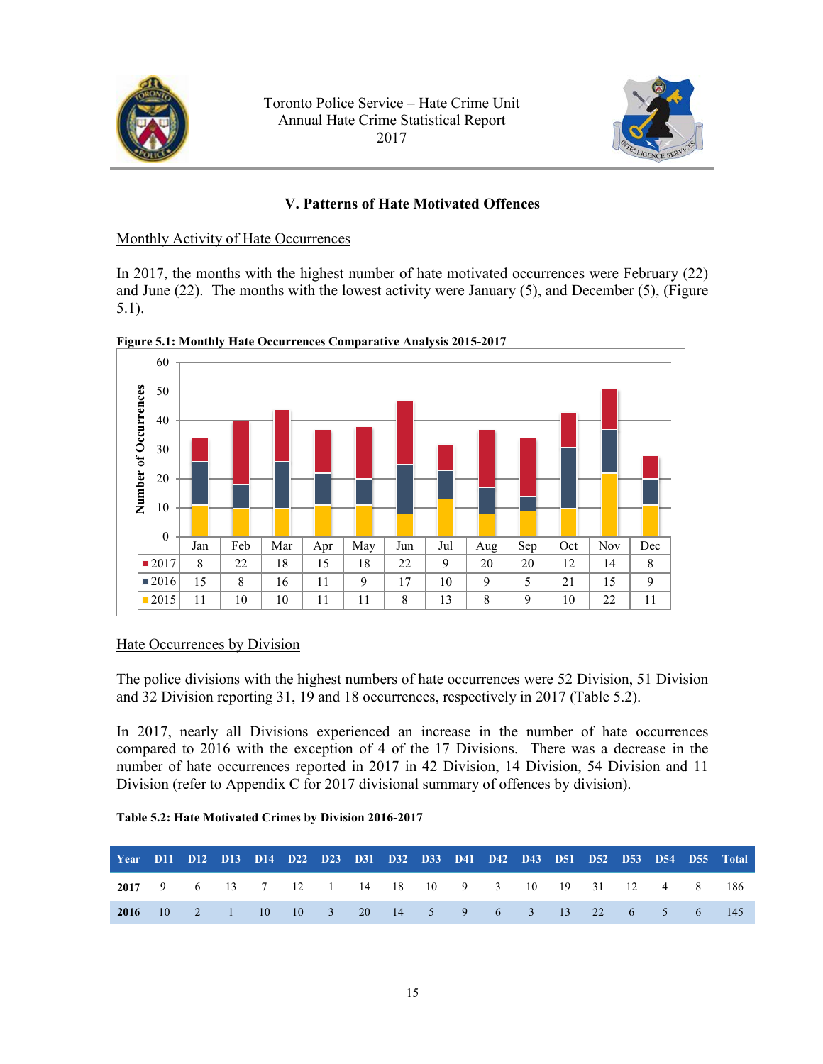## V. Patterns of Hate Motivated Offences

### Monthly Activity of Hate Occurrences

In 2017, the months with the highest number of hate motivated occurrences were February (22) and June (22). The months with the lowest activity were January (5), and December (5), (Figure 5.1).

**Figure 5.1: Monthly Hate Occurrences Comparative Analysis 2015-2017**

| | Jan | Feb | Mar | Apr | May | Jun | Jul | Aug | Sep | Oct | Nov | Dec |
|---|---|---|---|---|---|---|---|---|---|---|---|---|
| 2017 | 8 | 22 | 18 | 15 | 18 | 22 | 9 | 20 | 20 | 12 | 14 | 8 |
| 2016 | 15 | 8 | 16 | 11 | 9 | 17 | 10 | 9 | 5 | 21 | 15 | 9 |
| 2015 | 11 | 10 | 10 | 11 | 11 | 8 | 13 | 8 | 9 | 10 | 22 | 11 |

### Hate Occurrences by Division

The police divisions with the highest numbers of hate occurrences were 52 Division, 51 Division and 32 Division reporting 31, 19 and 18 occurrences, respectively in 2017 (Table 5.2).

In 2017, nearly all Divisions experienced an increase in the number of hate occurrences compared to 2016 with the exception of 4 of the 17 Divisions. There was a decrease in the number of hate occurrences reported in 2017 in 42 Division, 14 Division, 54 Division and 11 Division (refer to Appendix C for 2017 divisional summary of offences by division).

**Table 5.2: Hate Motivated Crimes by Division 2016-2017**

| Year | D11 | D12 | D13 | D14 | D22 | D23 | D31 | D32 | D33 | D41 | D42 | D43 | D51 | D52 | D53 | D54 | D55 | Total |
|---|---|---|---|---|---|---|---|---|---|---|---|---|---|---|---|---|---|---|
| **2017** | 9 | 6 | 13 | 7 | 12 | 1 | 14 | 18 | 10 | 9 | 3 | 10 | 19 | 31 | 12 | 4 | 8 | 186 |
| **2016** | 10 | 2 | 1 | 10 | 10 | 3 | 20 | 14 | 5 | 9 | 6 | 3 | 13 | 22 | 6 | 5 | 6 | 145 |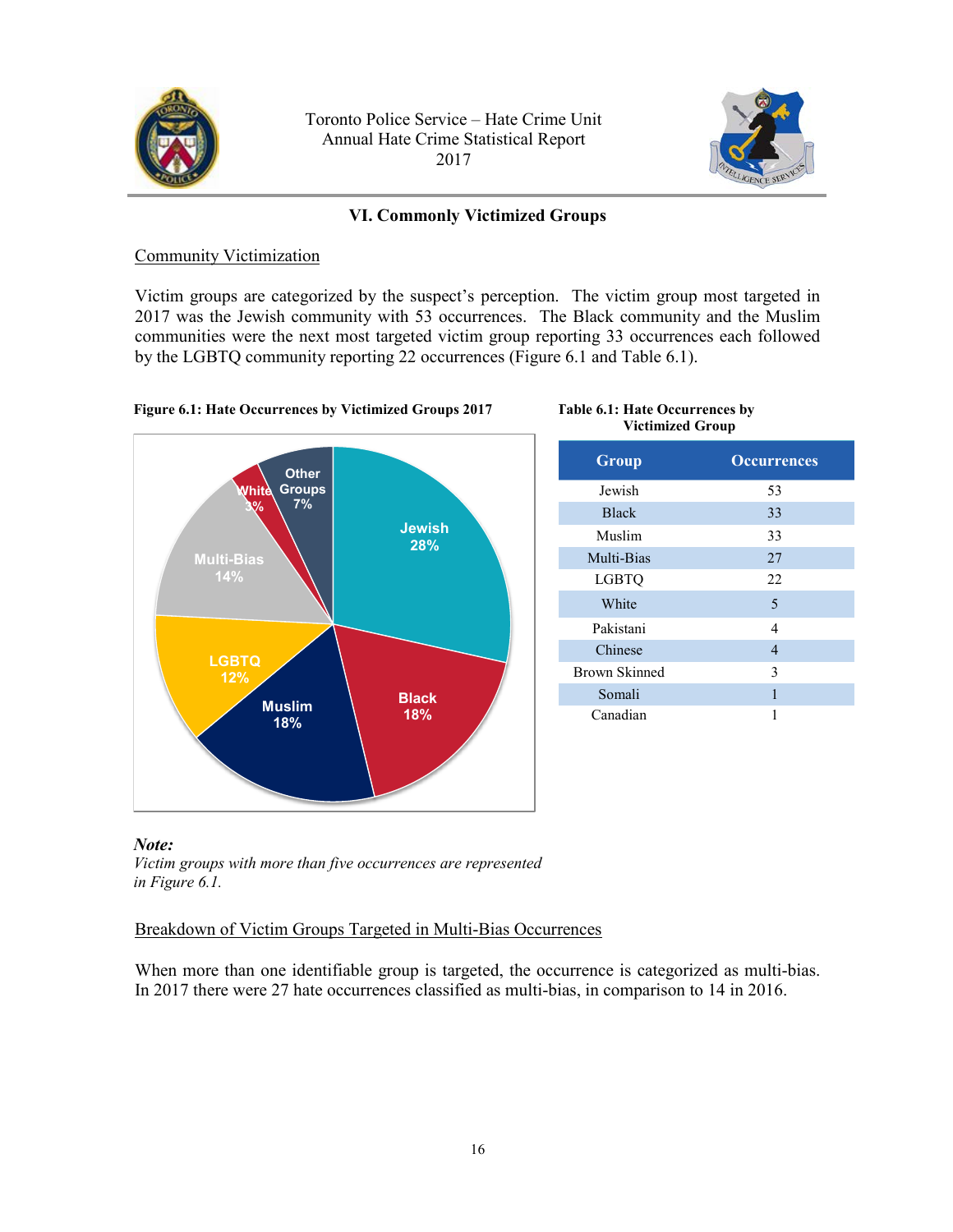## VI. Commonly Victimized Groups

Community Victimization

Victim groups are categorized by the suspect's perception. The victim group most targeted in 2017 was the Jewish community with 53 occurrences. The Black community and the Muslim communities were the next most targeted victim group reporting 33 occurrences each followed by the LGBTQ community reporting 22 occurrences (Figure 6.1 and Table 6.1).

**Figure 6.1: Hate Occurrences by Victimized Groups 2017**

Jewish 28%; Black 18%; Muslim 18%; LGBTQ 12%; Multi-Bias 14%; White 3%; Other Groups 7%

**Table 6.1: Hate Occurrences by Victimized Group**

| Group | Occurrences |
|---|---|
| Jewish | 53 |
| Black | 33 |
| Muslim | 33 |
| Multi-Bias | 27 |
| LGBTQ | 22 |
| White | 5 |
| Pakistani | 4 |
| Chinese | 4 |
| Brown Skinned | 3 |
| Somali | 1 |
| Canadian | 1 |

***Note:***
*Victim groups with more than five occurrences are represented in Figure 6.1.*

Breakdown of Victim Groups Targeted in Multi-Bias Occurrences

When more than one identifiable group is targeted, the occurrence is categorized as multi-bias. In 2017 there were 27 hate occurrences classified as multi-bias, in comparison to 14 in 2016.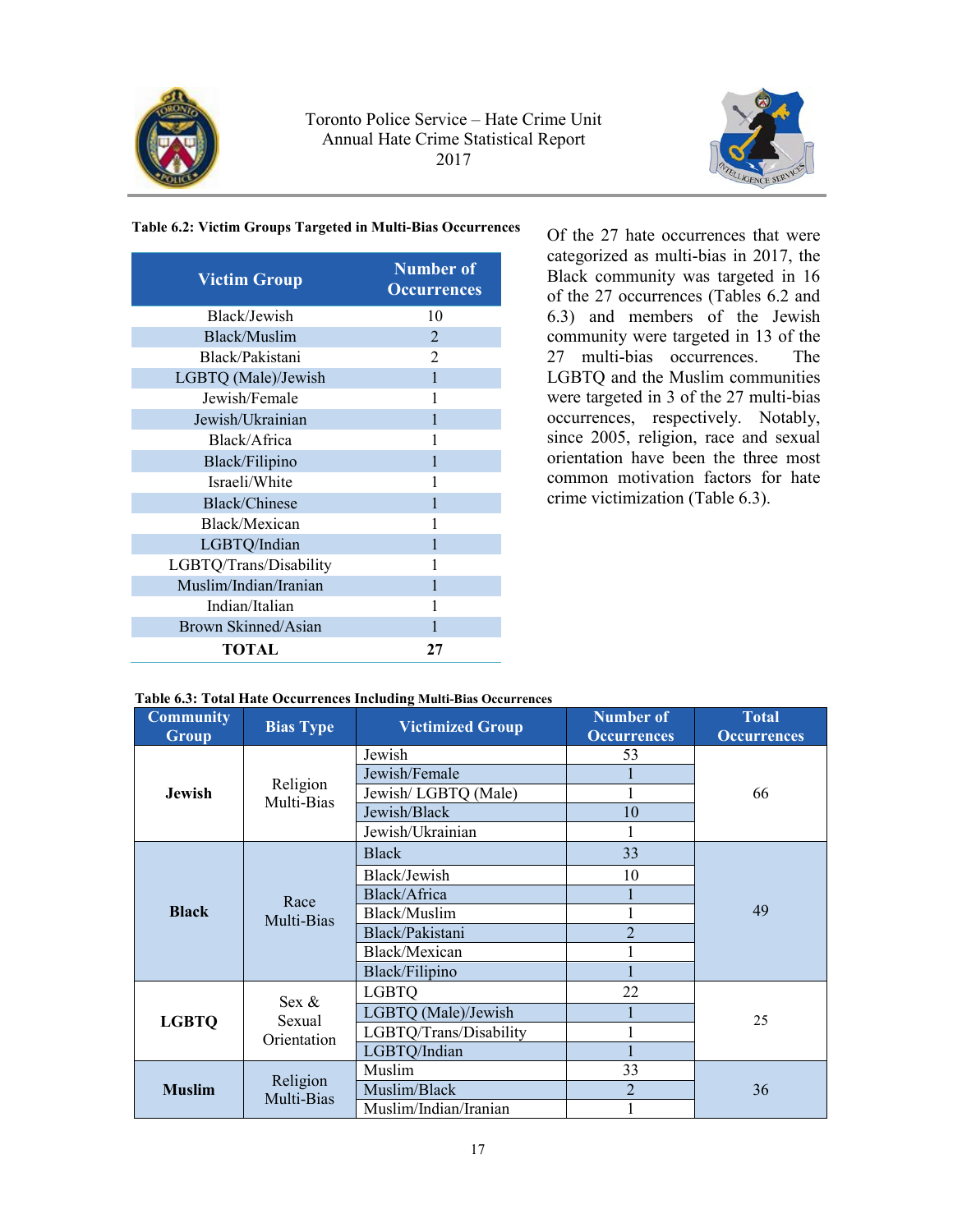**Table 6.2: Victim Groups Targeted in Multi-Bias Occurrences**

| Victim Group | Number of Occurrences |
|---|---|
| Black/Jewish | 10 |
| Black/Muslim | 2 |
| Black/Pakistani | 2 |
| LGBTQ (Male)/Jewish | 1 |
| Jewish/Female | 1 |
| Jewish/Ukrainian | 1 |
| Black/Africa | 1 |
| Black/Filipino | 1 |
| Israeli/White | 1 |
| Black/Chinese | 1 |
| Black/Mexican | 1 |
| LGBTQ/Indian | 1 |
| LGBTQ/Trans/Disability | 1 |
| Muslim/Indian/Iranian | 1 |
| Indian/Italian | 1 |
| Brown Skinned/Asian | 1 |
| **TOTAL** | **27** |

Of the 27 hate occurrences that were categorized as multi-bias in 2017, the Black community was targeted in 16 of the 27 occurrences (Tables 6.2 and 6.3) and members of the Jewish community were targeted in 13 of the 27 multi-bias occurrences. The LGBTQ and the Muslim communities were targeted in 3 of the 27 multi-bias occurrences, respectively. Notably, since 2005, religion, race and sexual orientation have been the three most common motivation factors for hate crime victimization (Table 6.3).

**Table 6.3: Total Hate Occurrences Including Multi-Bias Occurrences**

| Community Group | Bias Type | Victimized Group | Number of Occurrences | Total Occurrences |
|---|---|---|---|---|
| **Jewish** | Religion Multi-Bias | Jewish | 53 | 66 |
| | | Jewish/Female | 1 | |
| | | Jewish/ LGBTQ (Male) | 1 | |
| | | Jewish/Black | 10 | |
| | | Jewish/Ukrainian | 1 | |
| **Black** | Race Multi-Bias | Black | 33 | 49 |
| | | Black/Jewish | 10 | |
| | | Black/Africa | 1 | |
| | | Black/Muslim | 1 | |
| | | Black/Pakistani | 2 | |
| | | Black/Mexican | 1 | |
| | | Black/Filipino | 1 | |
| **LGBTQ** | Sex & Sexual Orientation | LGBTQ | 22 | 25 |
| | | LGBTQ (Male)/Jewish | 1 | |
| | | LGBTQ/Trans/Disability | 1 | |
| | | LGBTQ/Indian | 1 | |
| **Muslim** | Religion Multi-Bias | Muslim | 33 | 36 |
| | | Muslim/Black | 2 | |
| | | Muslim/Indian/Iranian | 1 | |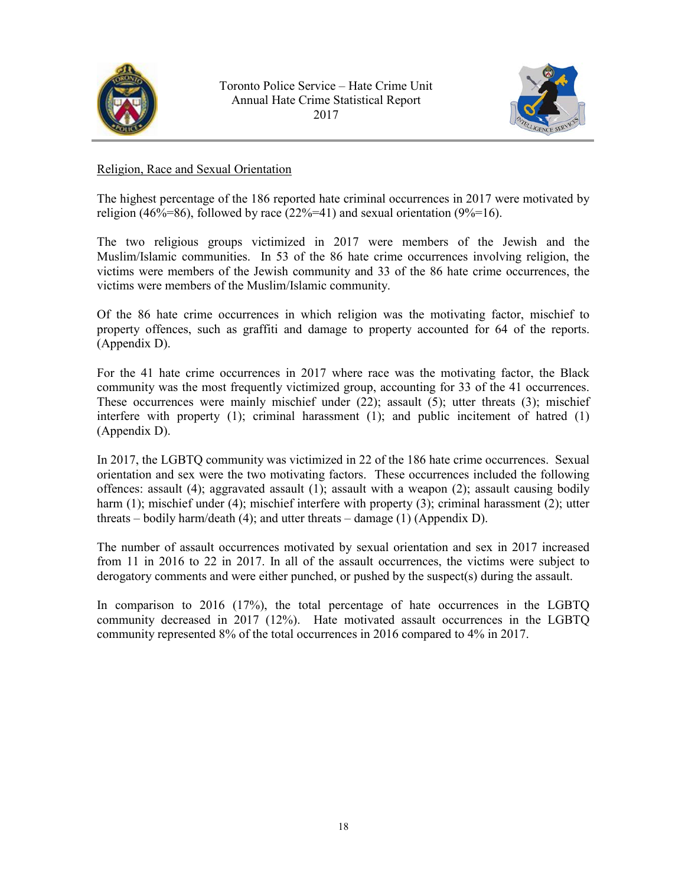## Religion, Race and Sexual Orientation

The highest percentage of the 186 reported hate criminal occurrences in 2017 were motivated by religion (46%=86), followed by race (22%=41) and sexual orientation (9%=16).

The two religious groups victimized in 2017 were members of the Jewish and the Muslim/Islamic communities. In 53 of the 86 hate crime occurrences involving religion, the victims were members of the Jewish community and 33 of the 86 hate crime occurrences, the victims were members of the Muslim/Islamic community.

Of the 86 hate crime occurrences in which religion was the motivating factor, mischief to property offences, such as graffiti and damage to property accounted for 64 of the reports. (Appendix D).

For the 41 hate crime occurrences in 2017 where race was the motivating factor, the Black community was the most frequently victimized group, accounting for 33 of the 41 occurrences. These occurrences were mainly mischief under (22); assault (5); utter threats (3); mischief interfere with property (1); criminal harassment (1); and public incitement of hatred (1) (Appendix D).

In 2017, the LGBTQ community was victimized in 22 of the 186 hate crime occurrences. Sexual orientation and sex were the two motivating factors. These occurrences included the following offences: assault (4); aggravated assault (1); assault with a weapon (2); assault causing bodily harm (1); mischief under (4); mischief interfere with property (3); criminal harassment (2); utter threats – bodily harm/death (4); and utter threats – damage (1) (Appendix D).

The number of assault occurrences motivated by sexual orientation and sex in 2017 increased from 11 in 2016 to 22 in 2017. In all of the assault occurrences, the victims were subject to derogatory comments and were either punched, or pushed by the suspect(s) during the assault.

In comparison to 2016 (17%), the total percentage of hate occurrences in the LGBTQ community decreased in 2017 (12%). Hate motivated assault occurrences in the LGBTQ community represented 8% of the total occurrences in 2016 compared to 4% in 2017.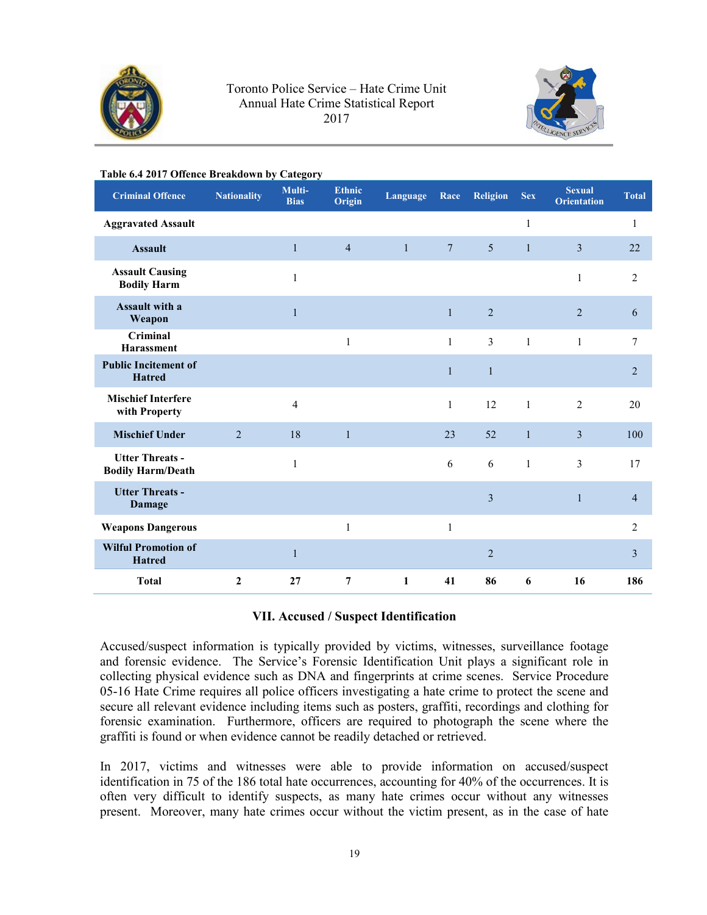**Table 6.4 2017 Offence Breakdown by Category**

| Criminal Offence | Nationality | Multi-Bias | Ethnic Origin | Language | Race | Religion | Sex | Sexual Orientation | Total |
|---|---|---|---|---|---|---|---|---|---|
| Aggravated Assault | | | | | | | 1 | | 1 |
| Assault | | 1 | 4 | 1 | 7 | 5 | 1 | 3 | 22 |
| Assault Causing Bodily Harm | | 1 | | | | | | 1 | 2 |
| Assault with a Weapon | | 1 | | | 1 | 2 | | 2 | 6 |
| Criminal Harassment | | | 1 | | 1 | 3 | 1 | 1 | 7 |
| Public Incitement of Hatred | | | | | 1 | 1 | | | 2 |
| Mischief Interfere with Property | | 4 | | | 1 | 12 | 1 | 2 | 20 |
| Mischief Under | 2 | 18 | 1 | | 23 | 52 | 1 | 3 | 100 |
| Utter Threats - Bodily Harm/Death | | 1 | | | 6 | 6 | 1 | 3 | 17 |
| Utter Threats - Damage | | | | | | 3 | | 1 | 4 |
| Weapons Dangerous | | | 1 | | 1 | | | | 2 |
| Wilful Promotion of Hatred | | 1 | | | | 2 | | | 3 |
| **Total** | **2** | **27** | **7** | **1** | **41** | **86** | **6** | **16** | **186** |

## VII. Accused / Suspect Identification

Accused/suspect information is typically provided by victims, witnesses, surveillance footage and forensic evidence. The Service's Forensic Identification Unit plays a significant role in collecting physical evidence such as DNA and fingerprints at crime scenes. Service Procedure 05-16 Hate Crime requires all police officers investigating a hate crime to protect the scene and secure all relevant evidence including items such as posters, graffiti, recordings and clothing for forensic examination. Furthermore, officers are required to photograph the scene where the graffiti is found or when evidence cannot be readily detached or retrieved.

In 2017, victims and witnesses were able to provide information on accused/suspect identification in 75 of the 186 total hate occurrences, accounting for 40% of the occurrences. It is often very difficult to identify suspects, as many hate crimes occur without any witnesses present. Moreover, many hate crimes occur without the victim present, as in the case of hate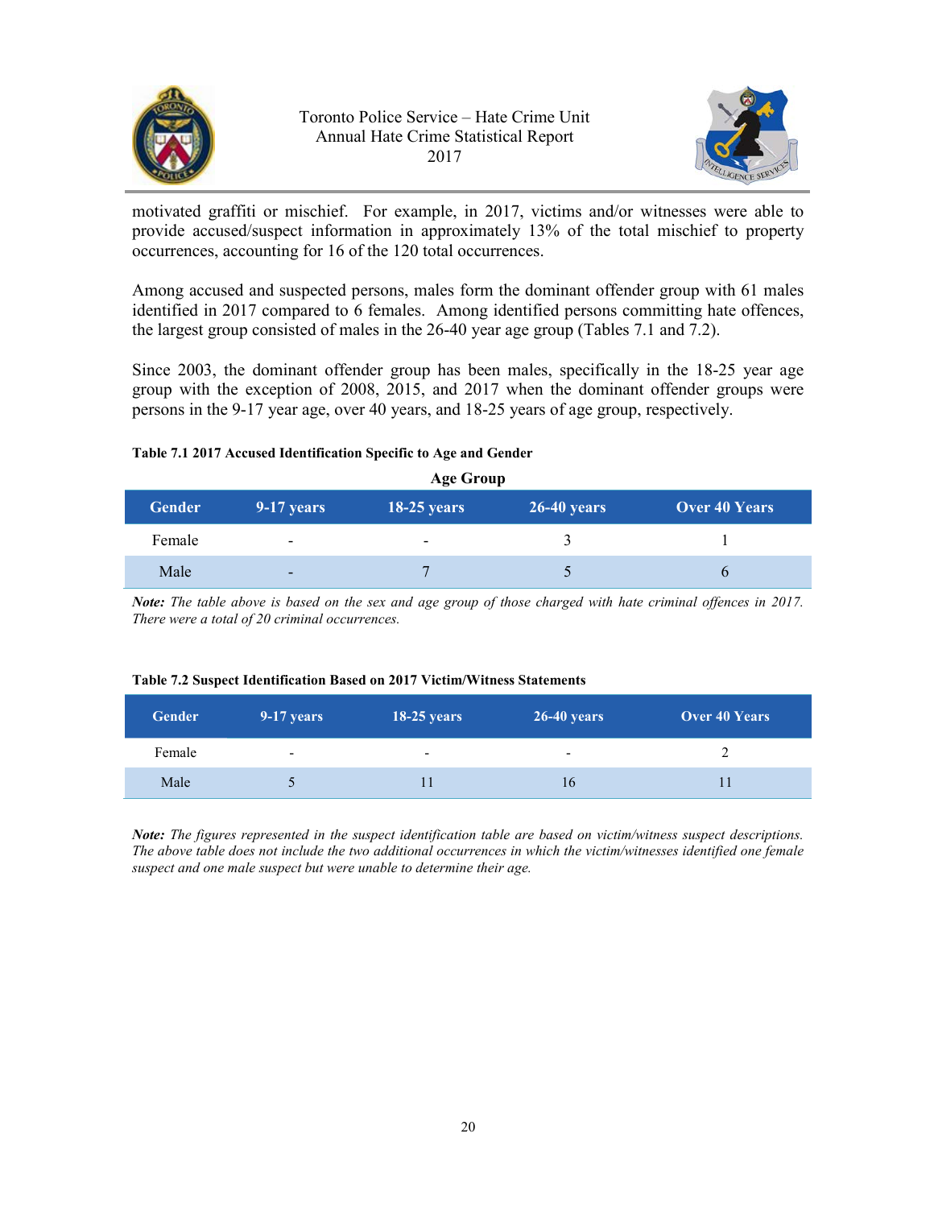motivated graffiti or mischief. For example, in 2017, victims and/or witnesses were able to provide accused/suspect information in approximately 13% of the total mischief to property occurrences, accounting for 16 of the 120 total occurrences.

Among accused and suspected persons, males form the dominant offender group with 61 males identified in 2017 compared to 6 females. Among identified persons committing hate offences, the largest group consisted of males in the 26-40 year age group (Tables 7.1 and 7.2).

Since 2003, the dominant offender group has been males, specifically in the 18-25 year age group with the exception of 2008, 2015, and 2017 when the dominant offender groups were persons in the 9-17 year age, over 40 years, and 18-25 years of age group, respectively.

**Table 7.1 2017 Accused Identification Specific to Age and Gender**

| | Age Group | | | |
|---|---|---|---|---|
| **Gender** | **9-17 years** | **18-25 years** | **26-40 years** | **Over 40 Years** |
| Female | - | - | 3 | 1 |
| Male | - | 7 | 5 | 6 |

***Note:*** *The table above is based on the sex and age group of those charged with hate criminal offences in 2017. There were a total of 20 criminal occurrences.*

**Table 7.2 Suspect Identification Based on 2017 Victim/Witness Statements**

| Gender | 9-17 years | 18-25 years | 26-40 years | Over 40 Years |
|---|---|---|---|---|
| Female | - | - | - | 2 |
| Male | 5 | 11 | 16 | 11 |

***Note:*** *The figures represented in the suspect identification table are based on victim/witness suspect descriptions. The above table does not include the two additional occurrences in which the victim/witnesses identified one female suspect and one male suspect but were unable to determine their age.*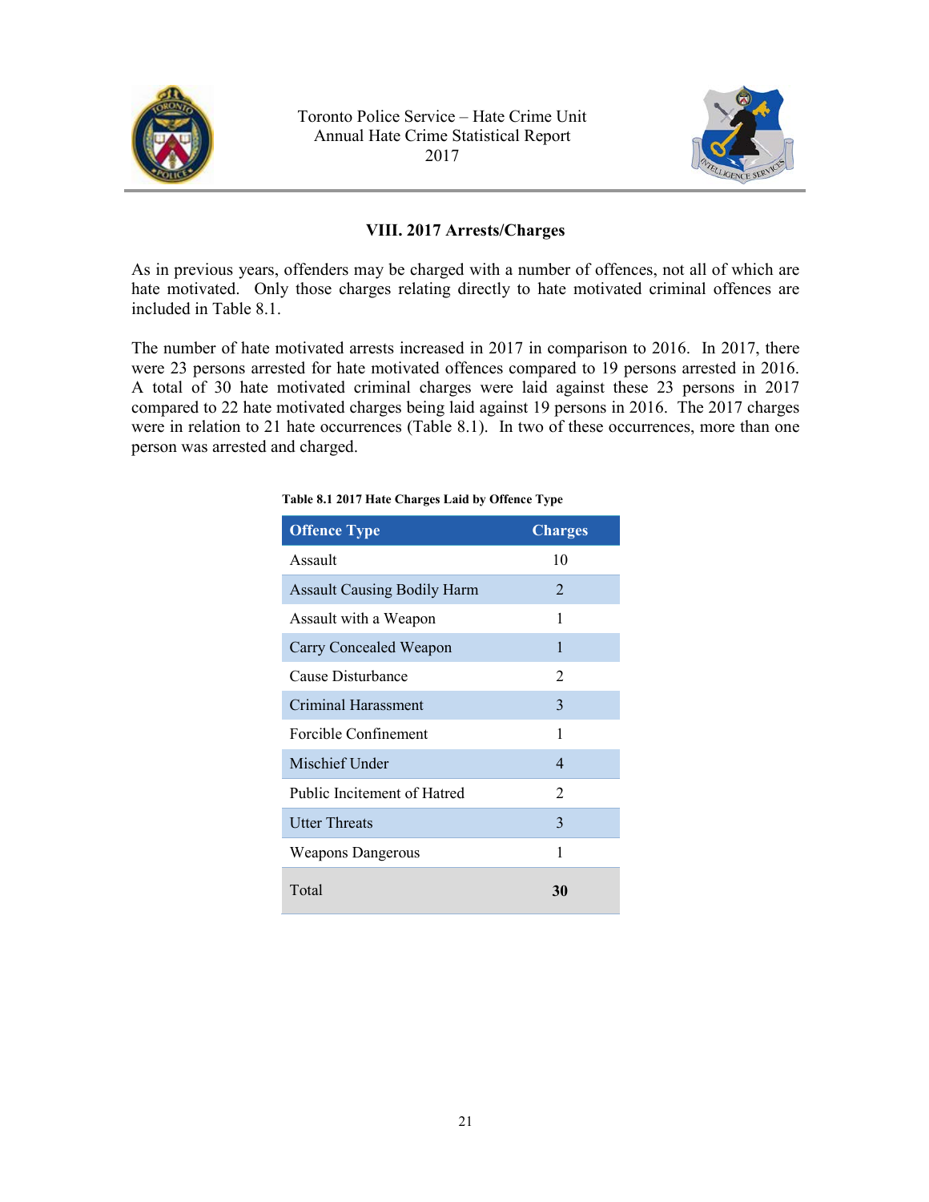## VIII. 2017 Arrests/Charges

As in previous years, offenders may be charged with a number of offences, not all of which are hate motivated. Only those charges relating directly to hate motivated criminal offences are included in Table 8.1.

The number of hate motivated arrests increased in 2017 in comparison to 2016. In 2017, there were 23 persons arrested for hate motivated offences compared to 19 persons arrested in 2016. A total of 30 hate motivated criminal charges were laid against these 23 persons in 2017 compared to 22 hate motivated charges being laid against 19 persons in 2016. The 2017 charges were in relation to 21 hate occurrences (Table 8.1). In two of these occurrences, more than one person was arrested and charged.

**Table 8.1 2017 Hate Charges Laid by Offence Type**

| Offence Type | Charges |
|---|---|
| Assault | 10 |
| Assault Causing Bodily Harm | 2 |
| Assault with a Weapon | 1 |
| Carry Concealed Weapon | 1 |
| Cause Disturbance | 2 |
| Criminal Harassment | 3 |
| Forcible Confinement | 1 |
| Mischief Under | 4 |
| Public Incitement of Hatred | 2 |
| Utter Threats | 3 |
| Weapons Dangerous | 1 |
| Total | **30** |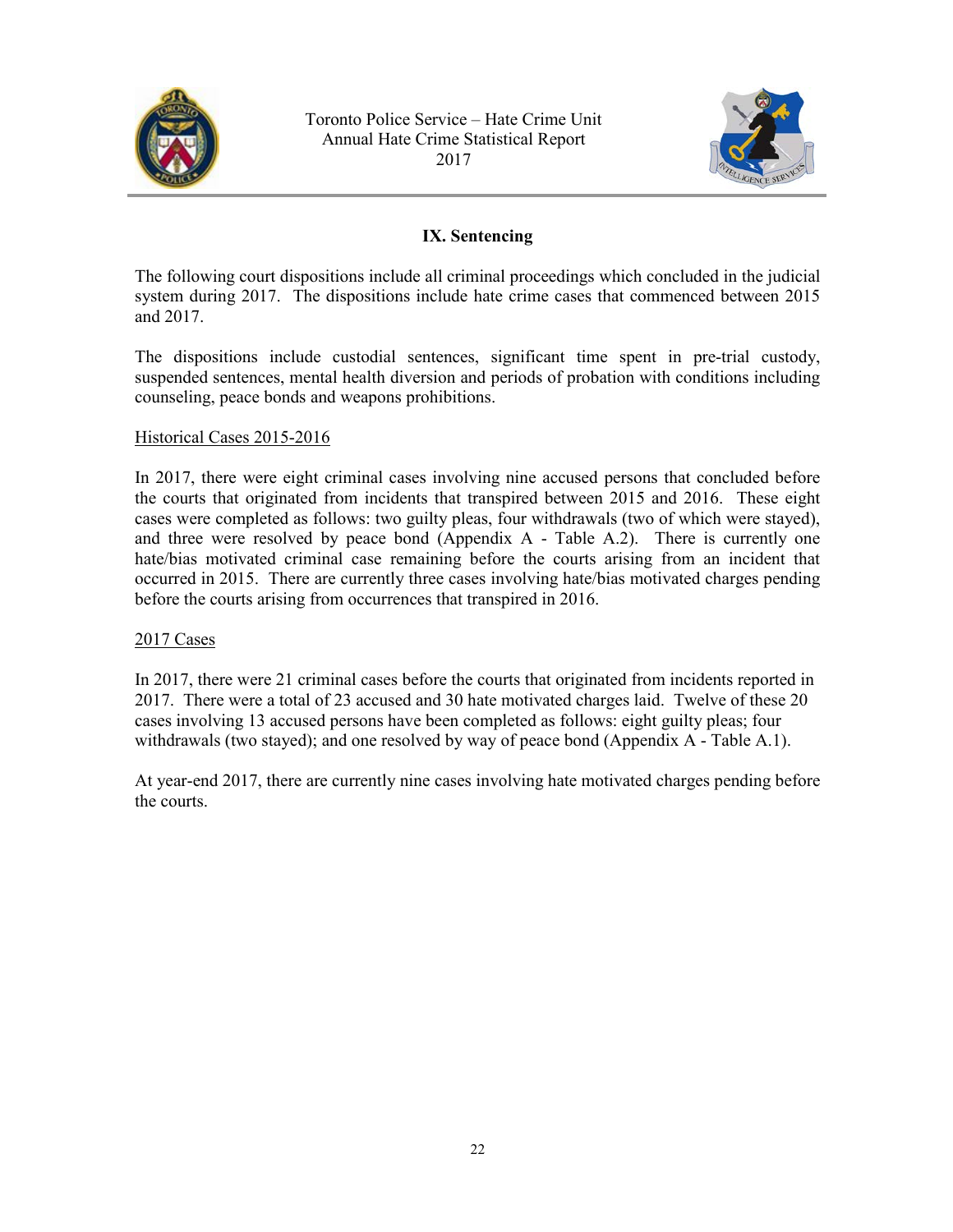## IX. Sentencing

The following court dispositions include all criminal proceedings which concluded in the judicial system during 2017. The dispositions include hate crime cases that commenced between 2015 and 2017.

The dispositions include custodial sentences, significant time spent in pre-trial custody, suspended sentences, mental health diversion and periods of probation with conditions including counseling, peace bonds and weapons prohibitions.

<u>Historical Cases 2015-2016</u>

In 2017, there were eight criminal cases involving nine accused persons that concluded before the courts that originated from incidents that transpired between 2015 and 2016. These eight cases were completed as follows: two guilty pleas, four withdrawals (two of which were stayed), and three were resolved by peace bond (Appendix A - Table A.2). There is currently one hate/bias motivated criminal case remaining before the courts arising from an incident that occurred in 2015. There are currently three cases involving hate/bias motivated charges pending before the courts arising from occurrences that transpired in 2016.

<u>2017 Cases</u>

In 2017, there were 21 criminal cases before the courts that originated from incidents reported in 2017. There were a total of 23 accused and 30 hate motivated charges laid. Twelve of these 20 cases involving 13 accused persons have been completed as follows: eight guilty pleas; four withdrawals (two stayed); and one resolved by way of peace bond (Appendix A - Table A.1).

At year-end 2017, there are currently nine cases involving hate motivated charges pending before the courts.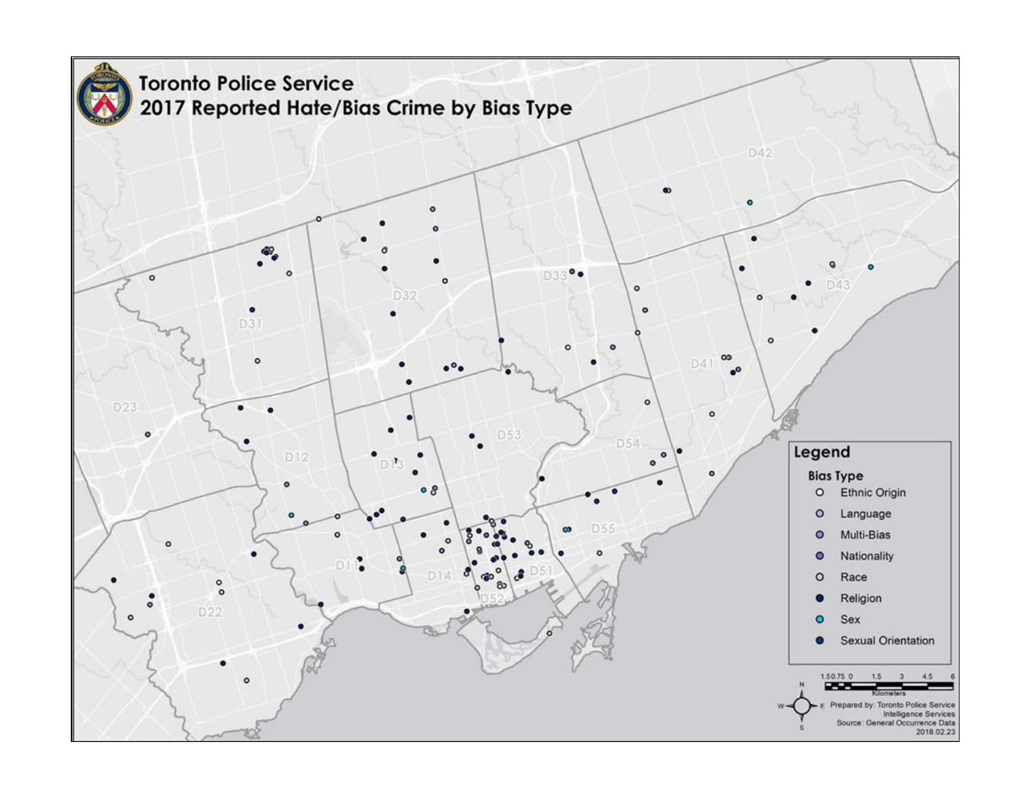## Toronto Police Service

## 2017 Reported Hate/Bias Crime by Bias Type

D42

D33

D43

D32

D31

D41

D23

D53

D54

D12

D13

D55

D11

D14

D51

D22

D52

**Legend**

**Bias Type**

- Ethnic Origin
- Language
- Multi-Bias
- Nationality
- Race
- Religion
- Sex
- Sexual Orientation

1.5 0.75 0 1.5 3 4.5 6

Kilometers

Prepared by: Toronto Police Service Intelligence Services

Source: General Occurrence Data

2018.02.23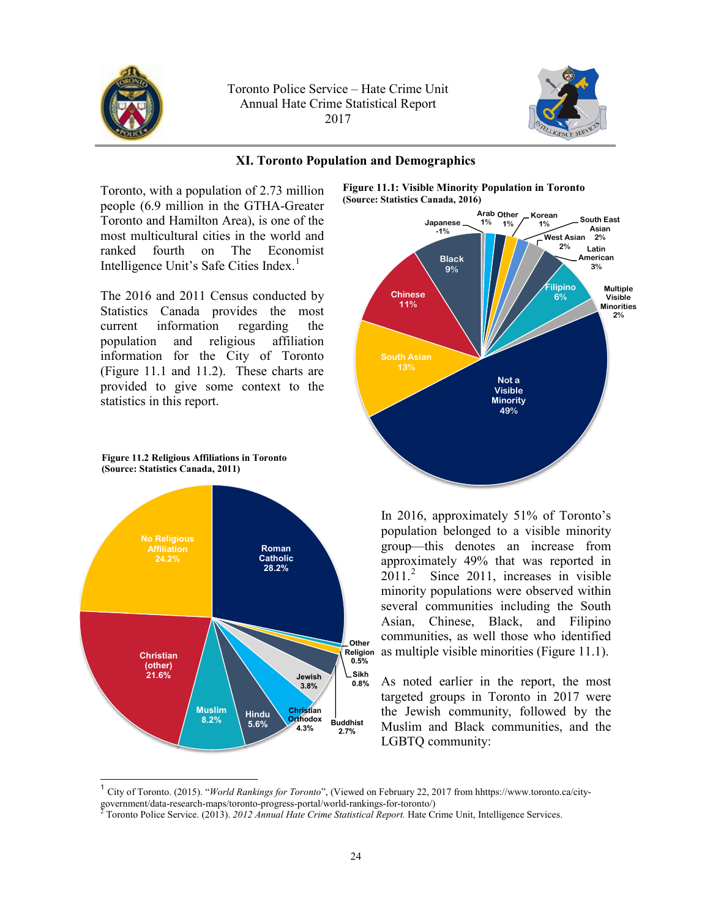## XI. Toronto Population and Demographics

Toronto, with a population of 2.73 million people (6.9 million in the GTHA-Greater Toronto and Hamilton Area), is one of the most multicultural cities in the world and ranked fourth on The Economist Intelligence Unit's Safe Cities Index.[1]

The 2016 and 2011 Census conducted by Statistics Canada provides the most current information regarding the population and religious affiliation information for the City of Toronto (Figure 11.1 and 11.2). These charts are provided to give some context to the statistics in this report.

**Figure 11.1: Visible Minority Population in Toronto (Source: Statistics Canada, 2016)**

| Group | Percentage |
|---|---|
| Not a Visible Minority | 49% |
| South Asian | 13% |
| Chinese | 11% |
| Black | 9% |
| Filipino | 6% |
| Latin American | 3% |
| South East Asian | 2% |
| West Asian | 2% |
| Multiple Visible Minorities | 2% |
| Arab | 1% |
| Other | 1% |
| Korean | 1% |
| Japanese | -1% |

**Figure 11.2 Religious Affiliations in Toronto (Source: Statistics Canada, 2011)**

| Religion | Percentage |
|---|---|
| Roman Catholic | 28.2% |
| No Religious Affiliation | 24.2% |
| Christian (other) | 21.6% |
| Muslim | 8.2% |
| Hindu | 5.6% |
| Christian Orthodox | 4.3% |
| Jewish | 3.8% |
| Buddhist | 2.7% |
| Sikh | 0.8% |
| Other Religion | 0.5% |

In 2016, approximately 51% of Toronto's population belonged to a visible minority group—this denotes an increase from approximately 49% that was reported in 2011.[2] Since 2011, increases in visible minority populations were observed within several communities including the South Asian, Chinese, Black, and Filipino communities, as well those who identified as multiple visible minorities (Figure 11.1).

As noted earlier in the report, the most targeted groups in Toronto in 2017 were the Jewish community, followed by the Muslim and Black communities, and the LGBTQ community:

---

[1] City of Toronto. (2015). "*World Rankings for Toronto*", (Viewed on February 22, 2017 from hhttps://www.toronto.ca/city-government/data-research-maps/toronto-progress-portal/world-rankings-for-toronto/)

[2] Toronto Police Service. (2013). *2012 Annual Hate Crime Statistical Report.* Hate Crime Unit, Intelligence Services.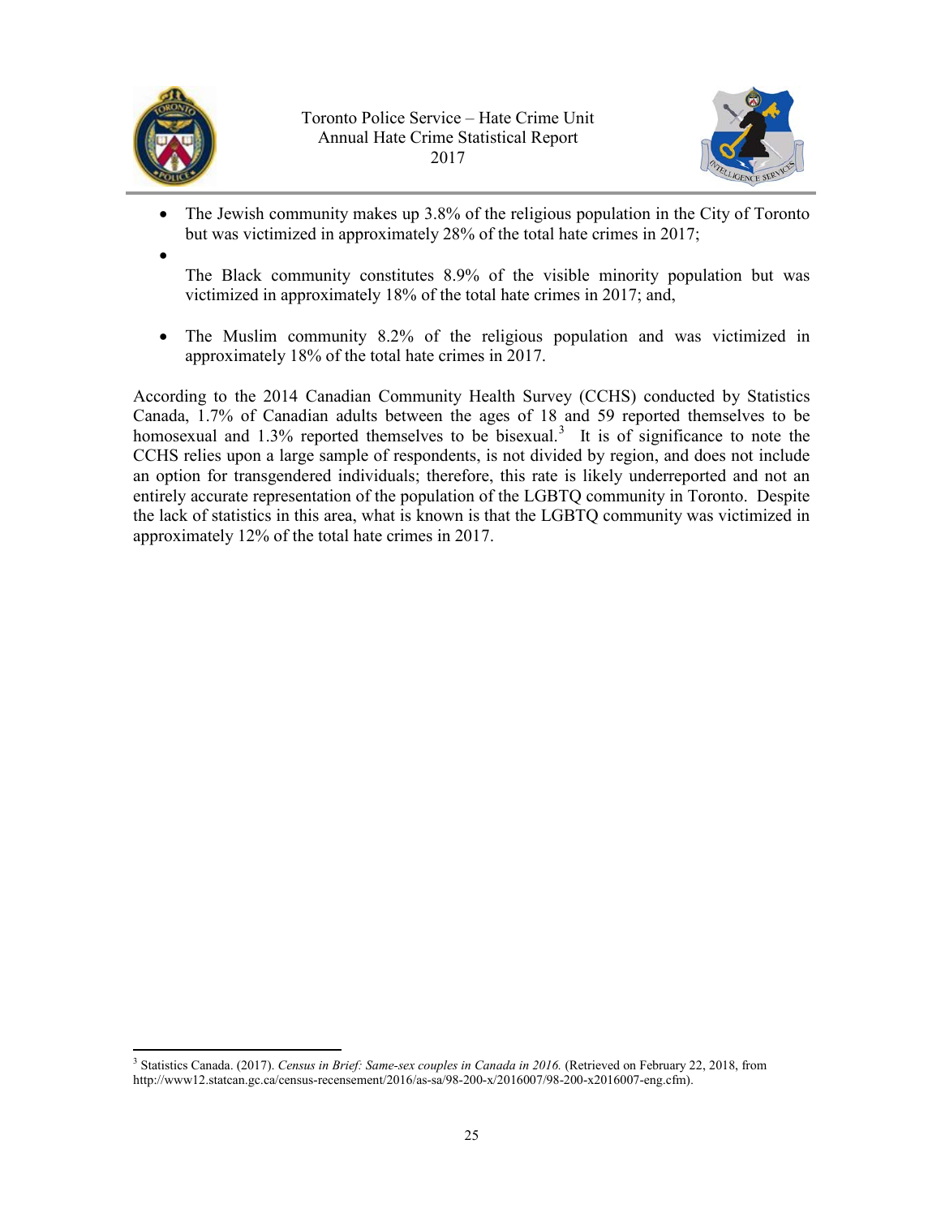- The Jewish community makes up 3.8% of the religious population in the City of Toronto but was victimized in approximately 28% of the total hate crimes in 2017;
- The Black community constitutes 8.9% of the visible minority population but was victimized in approximately 18% of the total hate crimes in 2017; and,
- The Muslim community 8.2% of the religious population and was victimized in approximately 18% of the total hate crimes in 2017.

According to the 2014 Canadian Community Health Survey (CCHS) conducted by Statistics Canada, 1.7% of Canadian adults between the ages of 18 and 59 reported themselves to be homosexual and 1.3% reported themselves to be bisexual.[3] It is of significance to note the CCHS relies upon a large sample of respondents, is not divided by region, and does not include an option for transgendered individuals; therefore, this rate is likely underreported and not an entirely accurate representation of the population of the LGBTQ community in Toronto. Despite the lack of statistics in this area, what is known is that the LGBTQ community was victimized in approximately 12% of the total hate crimes in 2017.

---

[3] Statistics Canada. (2017). *Census in Brief: Same-sex couples in Canada in 2016.* (Retrieved on February 22, 2018, from http://www12.statcan.gc.ca/census-recensement/2016/as-sa/98-200-x/2016007/98-200-x2016007-eng.cfm).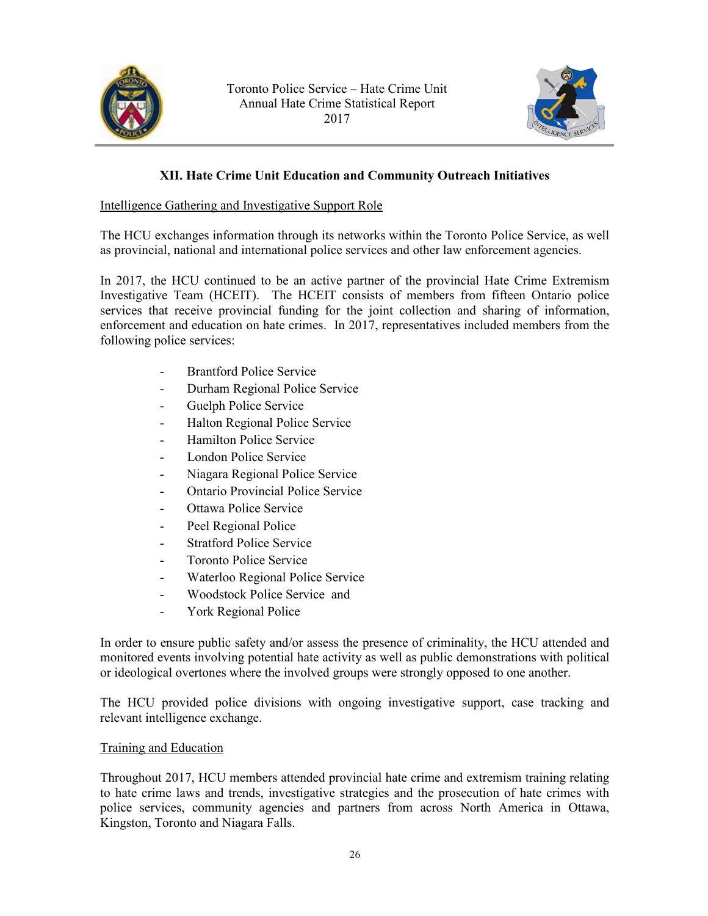## XII. Hate Crime Unit Education and Community Outreach Initiatives

Intelligence Gathering and Investigative Support Role

The HCU exchanges information through its networks within the Toronto Police Service, as well as provincial, national and international police services and other law enforcement agencies.

In 2017, the HCU continued to be an active partner of the provincial Hate Crime Extremism Investigative Team (HCEIT). The HCEIT consists of members from fifteen Ontario police services that receive provincial funding for the joint collection and sharing of information, enforcement and education on hate crimes. In 2017, representatives included members from the following police services:

- Brantford Police Service
- Durham Regional Police Service
- Guelph Police Service
- Halton Regional Police Service
- Hamilton Police Service
- London Police Service
- Niagara Regional Police Service
- Ontario Provincial Police Service
- Ottawa Police Service
- Peel Regional Police
- Stratford Police Service
- Toronto Police Service
- Waterloo Regional Police Service
- Woodstock Police Service and
- York Regional Police

In order to ensure public safety and/or assess the presence of criminality, the HCU attended and monitored events involving potential hate activity as well as public demonstrations with political or ideological overtones where the involved groups were strongly opposed to one another.

The HCU provided police divisions with ongoing investigative support, case tracking and relevant intelligence exchange.

Training and Education

Throughout 2017, HCU members attended provincial hate crime and extremism training relating to hate crime laws and trends, investigative strategies and the prosecution of hate crimes with police services, community agencies and partners from across North America in Ottawa, Kingston, Toronto and Niagara Falls.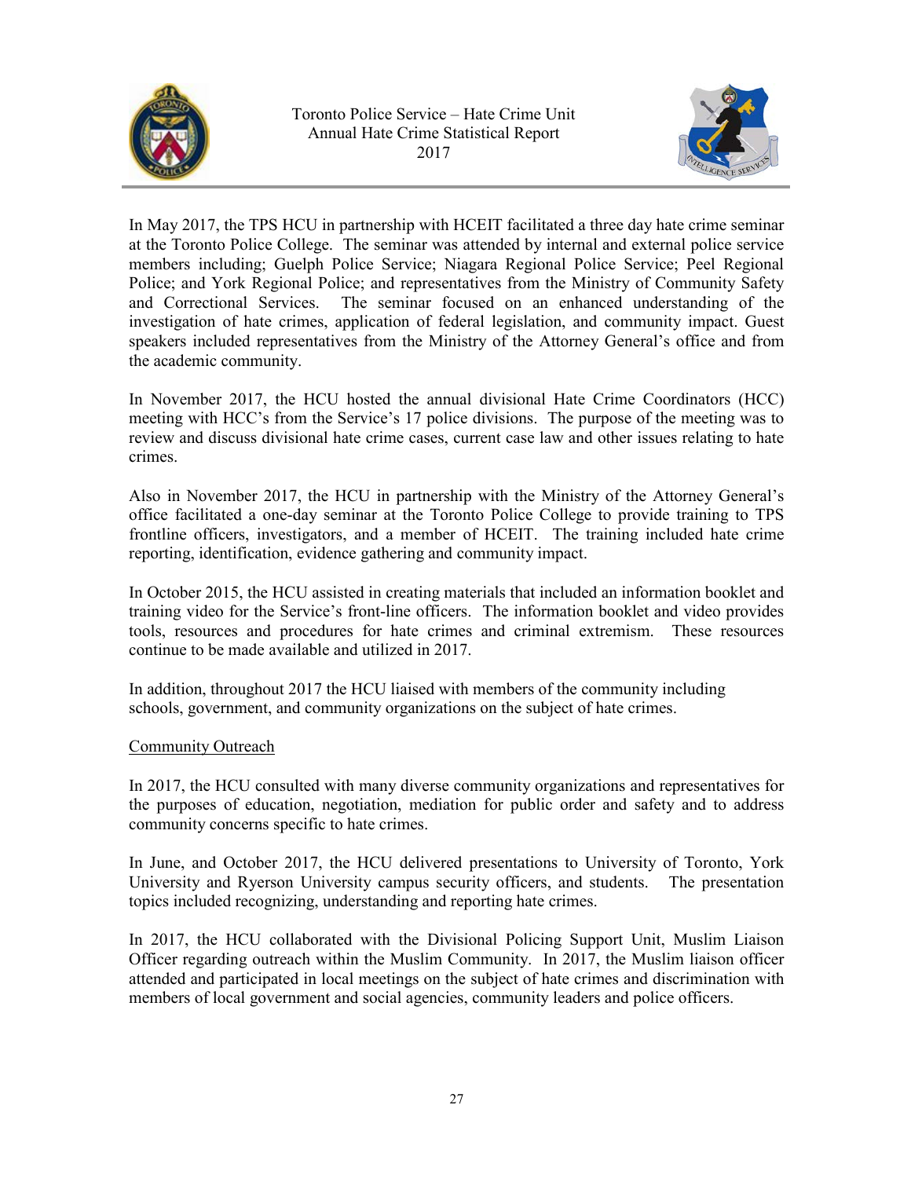In May 2017, the TPS HCU in partnership with HCEIT facilitated a three day hate crime seminar at the Toronto Police College. The seminar was attended by internal and external police service members including; Guelph Police Service; Niagara Regional Police Service; Peel Regional Police; and York Regional Police; and representatives from the Ministry of Community Safety and Correctional Services. The seminar focused on an enhanced understanding of the investigation of hate crimes, application of federal legislation, and community impact. Guest speakers included representatives from the Ministry of the Attorney General's office and from the academic community.

In November 2017, the HCU hosted the annual divisional Hate Crime Coordinators (HCC) meeting with HCC's from the Service's 17 police divisions. The purpose of the meeting was to review and discuss divisional hate crime cases, current case law and other issues relating to hate crimes.

Also in November 2017, the HCU in partnership with the Ministry of the Attorney General's office facilitated a one-day seminar at the Toronto Police College to provide training to TPS frontline officers, investigators, and a member of HCEIT. The training included hate crime reporting, identification, evidence gathering and community impact.

In October 2015, the HCU assisted in creating materials that included an information booklet and training video for the Service's front-line officers. The information booklet and video provides tools, resources and procedures for hate crimes and criminal extremism. These resources continue to be made available and utilized in 2017.

In addition, throughout 2017 the HCU liaised with members of the community including schools, government, and community organizations on the subject of hate crimes.

Community Outreach

In 2017, the HCU consulted with many diverse community organizations and representatives for the purposes of education, negotiation, mediation for public order and safety and to address community concerns specific to hate crimes.

In June, and October 2017, the HCU delivered presentations to University of Toronto, York University and Ryerson University campus security officers, and students. The presentation topics included recognizing, understanding and reporting hate crimes.

In 2017, the HCU collaborated with the Divisional Policing Support Unit, Muslim Liaison Officer regarding outreach within the Muslim Community. In 2017, the Muslim liaison officer attended and participated in local meetings on the subject of hate crimes and discrimination with members of local government and social agencies, community leaders and police officers.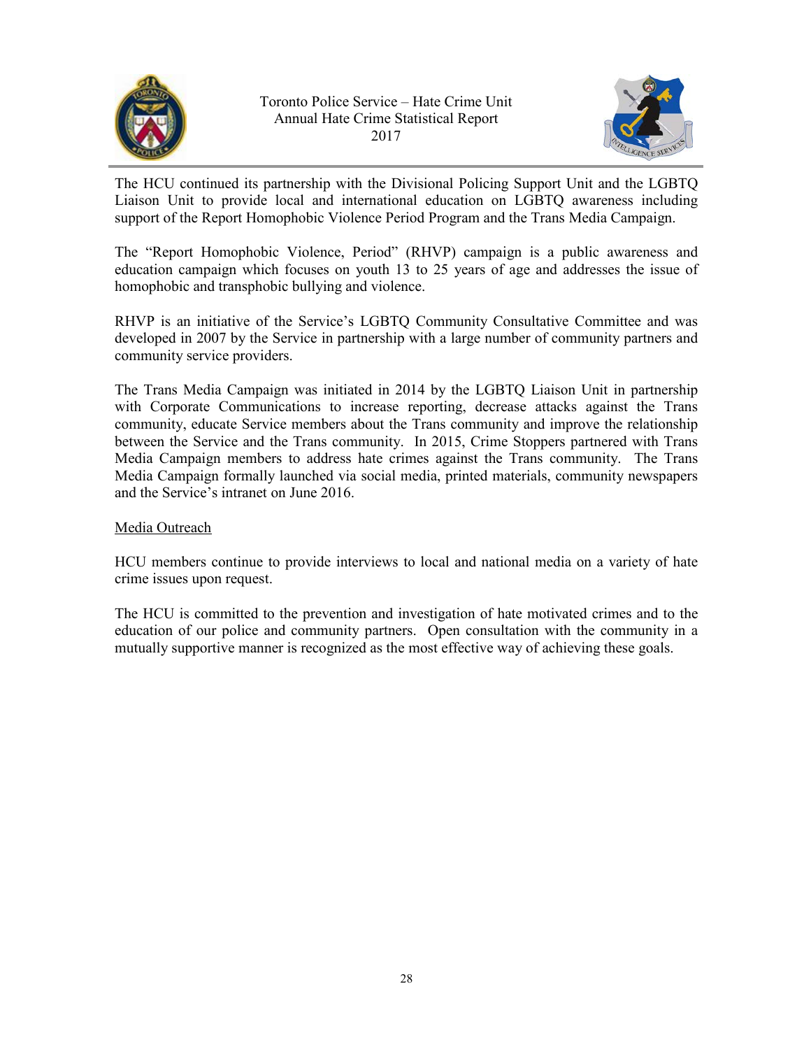The HCU continued its partnership with the Divisional Policing Support Unit and the LGBTQ Liaison Unit to provide local and international education on LGBTQ awareness including support of the Report Homophobic Violence Period Program and the Trans Media Campaign.

The "Report Homophobic Violence, Period" (RHVP) campaign is a public awareness and education campaign which focuses on youth 13 to 25 years of age and addresses the issue of homophobic and transphobic bullying and violence.

RHVP is an initiative of the Service's LGBTQ Community Consultative Committee and was developed in 2007 by the Service in partnership with a large number of community partners and community service providers.

The Trans Media Campaign was initiated in 2014 by the LGBTQ Liaison Unit in partnership with Corporate Communications to increase reporting, decrease attacks against the Trans community, educate Service members about the Trans community and improve the relationship between the Service and the Trans community. In 2015, Crime Stoppers partnered with Trans Media Campaign members to address hate crimes against the Trans community. The Trans Media Campaign formally launched via social media, printed materials, community newspapers and the Service's intranet on June 2016.

<u>Media Outreach</u>

HCU members continue to provide interviews to local and national media on a variety of hate crime issues upon request.

The HCU is committed to the prevention and investigation of hate motivated crimes and to the education of our police and community partners. Open consultation with the community in a mutually supportive manner is recognized as the most effective way of achieving these goals.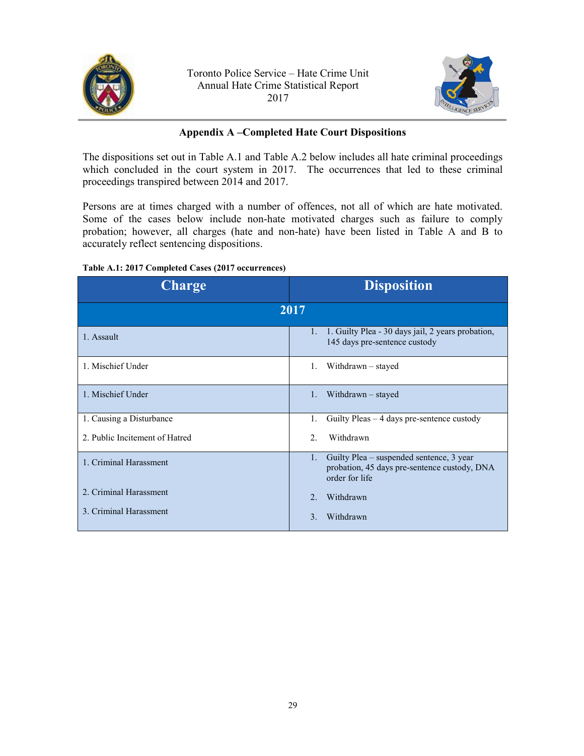## Appendix A –Completed Hate Court Dispositions

The dispositions set out in Table A.1 and Table A.2 below includes all hate criminal proceedings which concluded in the court system in 2017. The occurrences that led to these criminal proceedings transpired between 2014 and 2017.

Persons are at times charged with a number of offences, not all of which are hate motivated. Some of the cases below include non-hate motivated charges such as failure to comply probation; however, all charges (hate and non-hate) have been listed in Table A and B to accurately reflect sentencing dispositions.

**Table A.1: 2017 Completed Cases (2017 occurrences)**

| Charge | Disposition |
|---|---|
| **2017** | |
| 1. Assault | 1. 1. Guilty Plea - 30 days jail, 2 years probation, 145 days pre-sentence custody |
| 1. Mischief Under | 1. Withdrawn – stayed |
| 1. Mischief Under | 1. Withdrawn – stayed |
| 1. Causing a Disturbance<br>2. Public Incitement of Hatred | 1. Guilty Pleas – 4 days pre-sentence custody<br>2. Withdrawn |
| 1. Criminal Harassment<br>2. Criminal Harassment<br>3. Criminal Harassment | 1. Guilty Plea – suspended sentence, 3 year probation, 45 days pre-sentence custody, DNA order for life<br>2. Withdrawn<br>3. Withdrawn |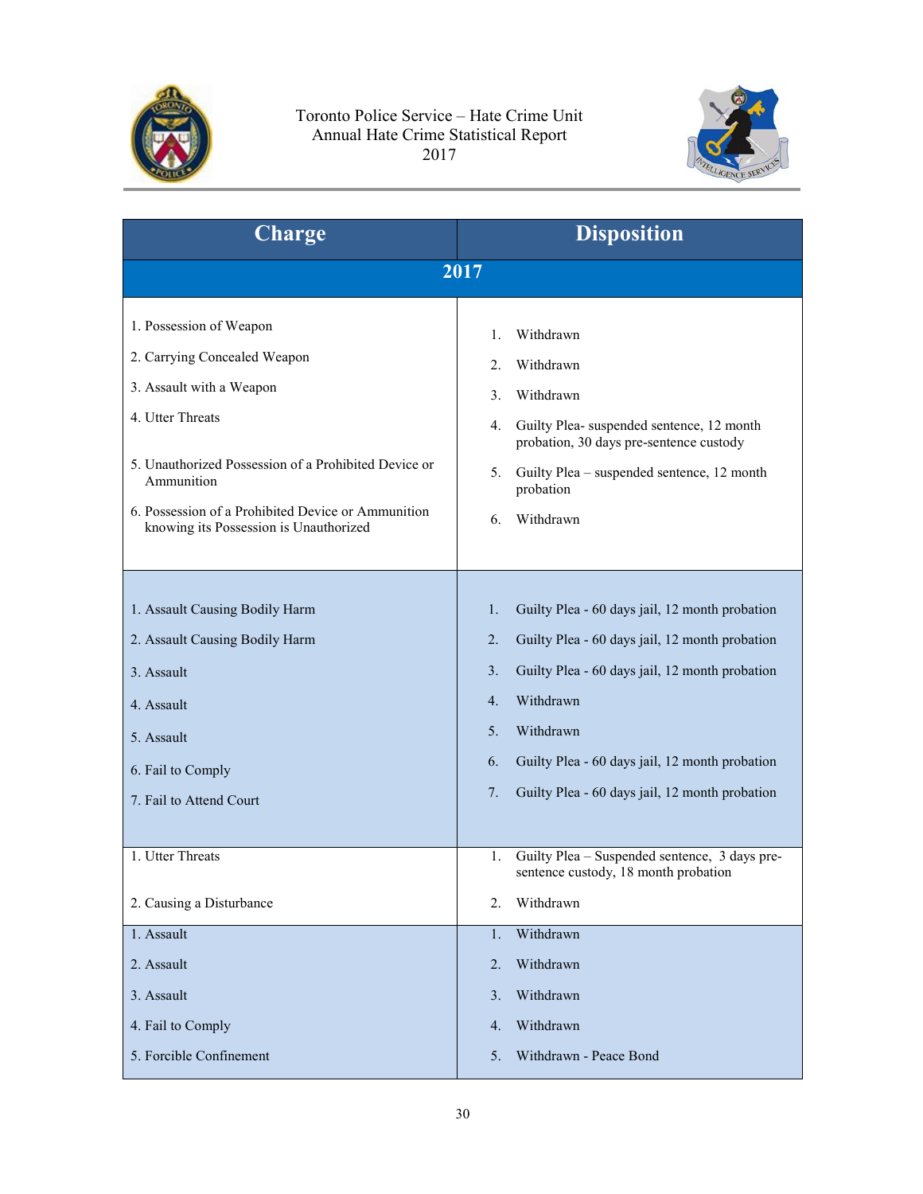| Charge | Disposition |
|---|---|
| **2017** | |
| 1. Possession of Weapon<br>2. Carrying Concealed Weapon<br>3. Assault with a Weapon<br>4. Utter Threats<br>5. Unauthorized Possession of a Prohibited Device or Ammunition<br>6. Possession of a Prohibited Device or Ammunition knowing its Possession is Unauthorized | 1. Withdrawn<br>2. Withdrawn<br>3. Withdrawn<br>4. Guilty Plea- suspended sentence, 12 month probation, 30 days pre-sentence custody<br>5. Guilty Plea – suspended sentence, 12 month probation<br>6. Withdrawn |
| 1. Assault Causing Bodily Harm<br>2. Assault Causing Bodily Harm<br>3. Assault<br>4. Assault<br>5. Assault<br>6. Fail to Comply<br>7. Fail to Attend Court | 1. Guilty Plea - 60 days jail, 12 month probation<br>2. Guilty Plea - 60 days jail, 12 month probation<br>3. Guilty Plea - 60 days jail, 12 month probation<br>4. Withdrawn<br>5. Withdrawn<br>6. Guilty Plea - 60 days jail, 12 month probation<br>7. Guilty Plea - 60 days jail, 12 month probation |
| 1. Utter Threats<br>2. Causing a Disturbance | 1. Guilty Plea – Suspended sentence, 3 days pre-sentence custody, 18 month probation<br>2. Withdrawn |
| 1. Assault<br>2. Assault<br>3. Assault<br>4. Fail to Comply<br>5. Forcible Confinement | 1. Withdrawn<br>2. Withdrawn<br>3. Withdrawn<br>4. Withdrawn<br>5. Withdrawn - Peace Bond |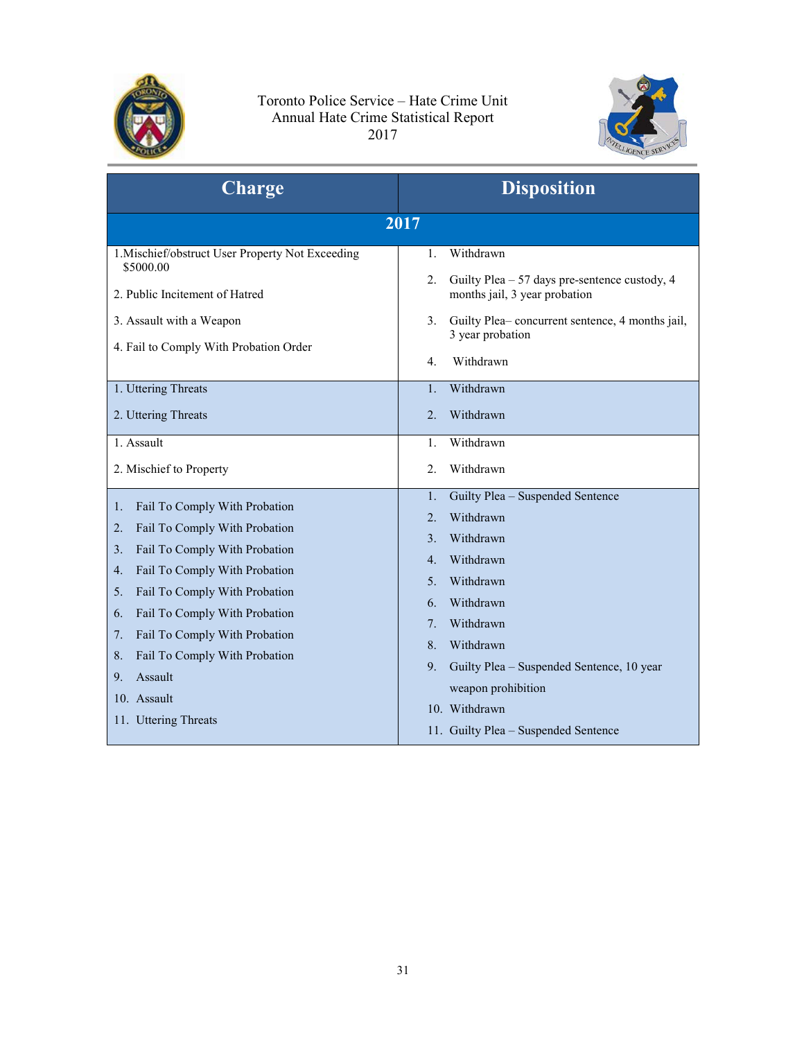Toronto Police Service – Hate Crime Unit
Annual Hate Crime Statistical Report
2017

| Charge | Disposition |
|---|---|
| **2017** | |
| 1.Mischief/obstruct User Property Not Exceeding $5000.00<br><br>2. Public Incitement of Hatred<br><br>3. Assault with a Weapon<br><br>4. Fail to Comply With Probation Order | 1. Withdrawn<br><br>2. Guilty Plea – 57 days pre-sentence custody, 4 months jail, 3 year probation<br><br>3. Guilty Plea– concurrent sentence, 4 months jail, 3 year probation<br><br>4. Withdrawn |
| 1. Uttering Threats<br><br>2. Uttering Threats | 1. Withdrawn<br><br>2. Withdrawn |
| 1. Assault<br><br>2. Mischief to Property | 1. Withdrawn<br><br>2. Withdrawn |
| 1. Fail To Comply With Probation<br>2. Fail To Comply With Probation<br>3. Fail To Comply With Probation<br>4. Fail To Comply With Probation<br>5. Fail To Comply With Probation<br>6. Fail To Comply With Probation<br>7. Fail To Comply With Probation<br>8. Fail To Comply With Probation<br>9. Assault<br>10. Assault<br>11. Uttering Threats | 1. Guilty Plea – Suspended Sentence<br>2. Withdrawn<br>3. Withdrawn<br>4. Withdrawn<br>5. Withdrawn<br>6. Withdrawn<br>7. Withdrawn<br>8. Withdrawn<br>9. Guilty Plea – Suspended Sentence, 10 year weapon prohibition<br>10. Withdrawn<br>11. Guilty Plea – Suspended Sentence |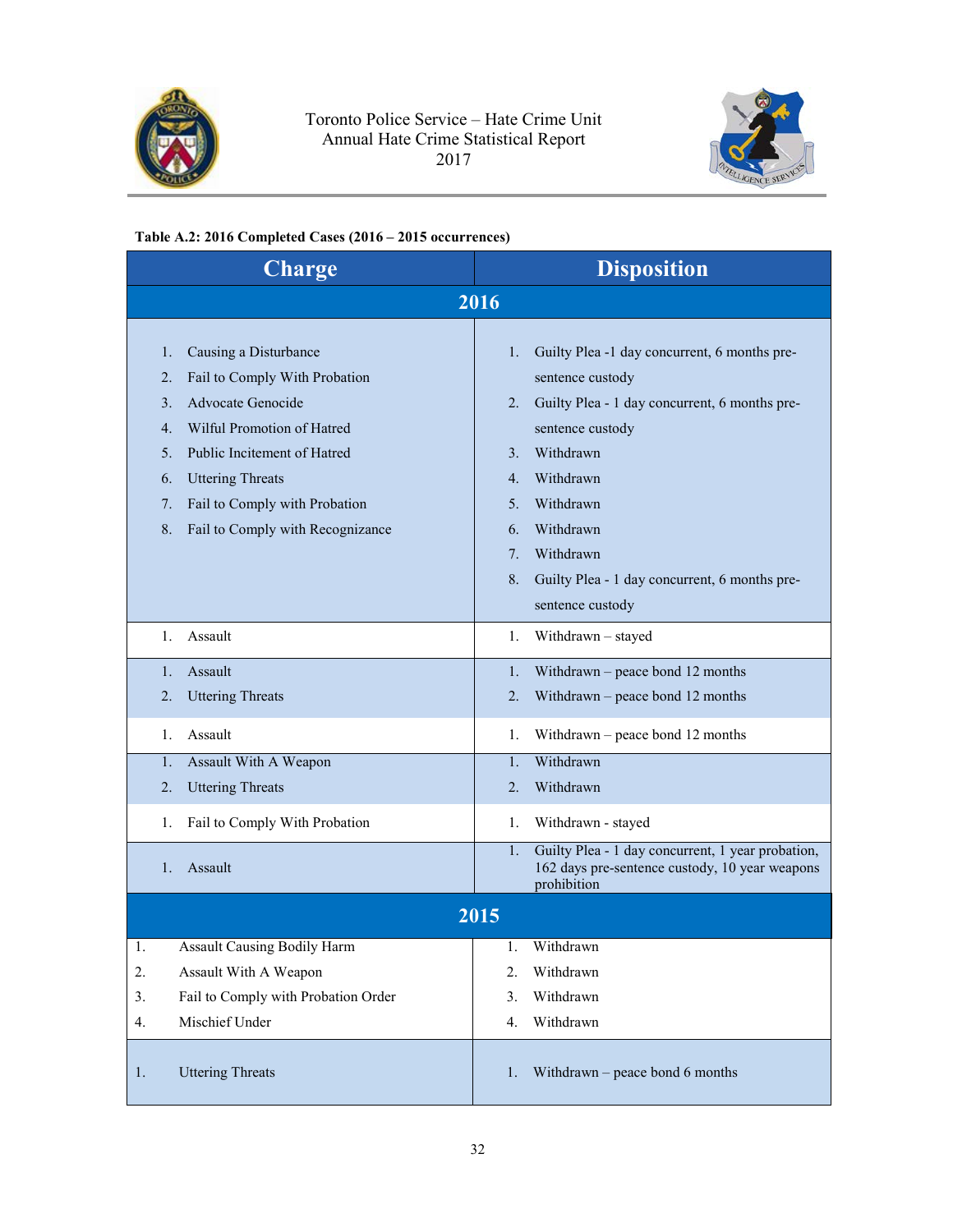**Table A.2: 2016 Completed Cases (2016 – 2015 occurrences)**

| Charge | Disposition |
|---|---|
| **2016** | |
| 1. Causing a Disturbance<br>2. Fail to Comply With Probation<br>3. Advocate Genocide<br>4. Wilful Promotion of Hatred<br>5. Public Incitement of Hatred<br>6. Uttering Threats<br>7. Fail to Comply with Probation<br>8. Fail to Comply with Recognizance | 1. Guilty Plea -1 day concurrent, 6 months pre-sentence custody<br>2. Guilty Plea - 1 day concurrent, 6 months pre-sentence custody<br>3. Withdrawn<br>4. Withdrawn<br>5. Withdrawn<br>6. Withdrawn<br>7. Withdrawn<br>8. Guilty Plea - 1 day concurrent, 6 months pre-sentence custody |
| 1. Assault | 1. Withdrawn – stayed |
| 1. Assault<br>2. Uttering Threats | 1. Withdrawn – peace bond 12 months<br>2. Withdrawn – peace bond 12 months |
| 1. Assault | 1. Withdrawn – peace bond 12 months |
| 1. Assault With A Weapon<br>2. Uttering Threats | 1. Withdrawn<br>2. Withdrawn |
| 1. Fail to Comply With Probation | 1. Withdrawn - stayed |
| 1. Assault | 1. Guilty Plea - 1 day concurrent, 1 year probation, 162 days pre-sentence custody, 10 year weapons prohibition |
| **2015** | |
| 1. Assault Causing Bodily Harm<br>2. Assault With A Weapon<br>3. Fail to Comply with Probation Order<br>4. Mischief Under | 1. Withdrawn<br>2. Withdrawn<br>3. Withdrawn<br>4. Withdrawn |
| 1. Uttering Threats | 1. Withdrawn – peace bond 6 months |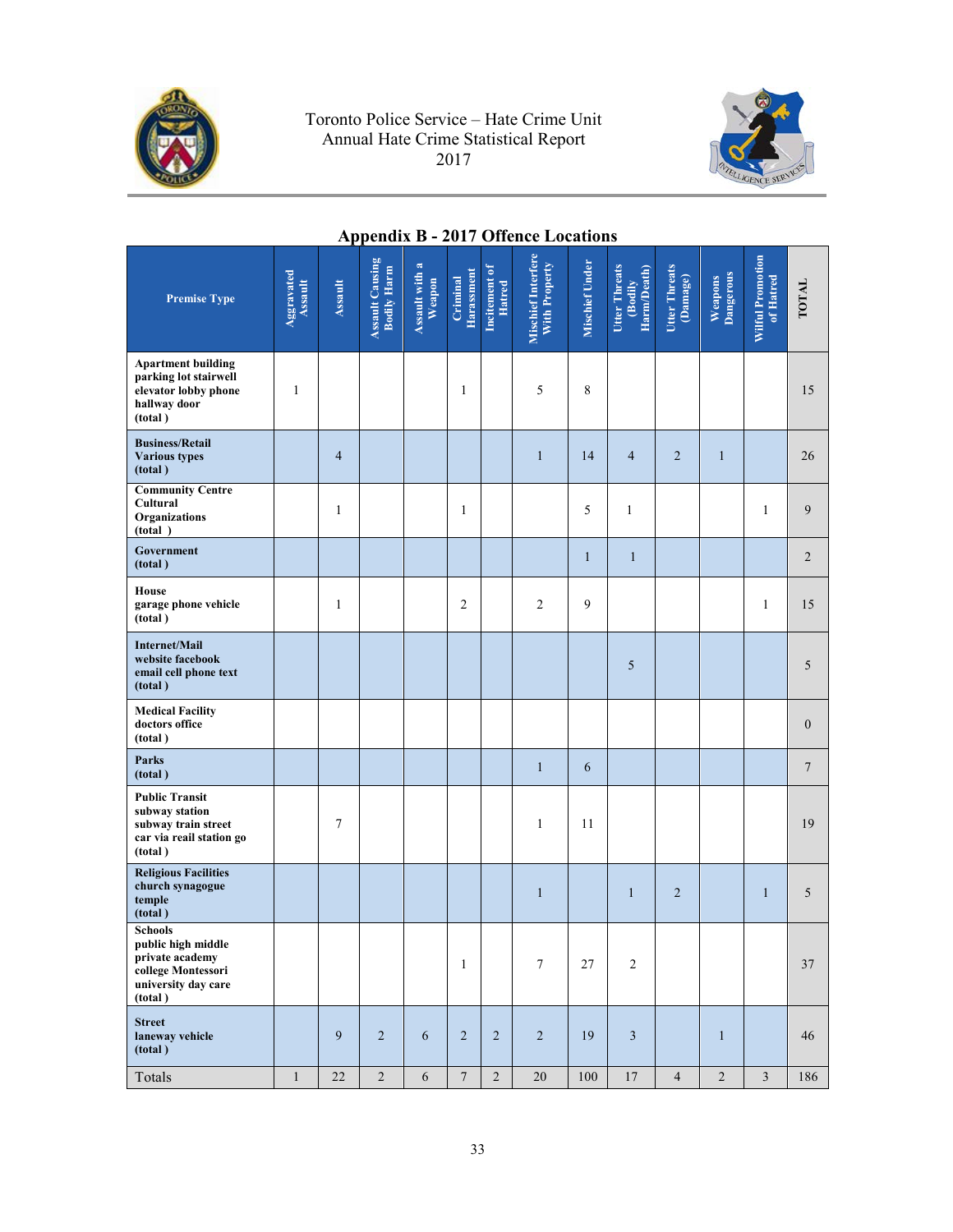Toronto Police Service – Hate Crime Unit
Annual Hate Crime Statistical Report
2017

## Appendix B - 2017 Offence Locations

| Premise Type | Aggravated Assault | Assault | Assault Causing Bodily Harm | Assault with a Weapon | Criminal Harassment | Incitement of Hatred | Mischief Interfere With Property | Mischief Under | Utter Threats (Bodily Harm/Death) | Utter Threats (Damage) | Weapons Dangerous | Wilful Promotion of Hatred | TOTAL |
|---|---|---|---|---|---|---|---|---|---|---|---|---|---|
| **Apartment building parking lot stairwell elevator lobby phone hallway door (total )** | 1 | | | | 1 | | 5 | 8 | | | | | 15 |
| **Business/Retail Various types (total )** | | 4 | | | | | 1 | 14 | 4 | 2 | 1 | | 26 |
| **Community Centre Cultural Organizations (total )** | | 1 | | | 1 | | | 5 | 1 | | | 1 | 9 |
| **Government (total )** | | | | | | | | 1 | 1 | | | | 2 |
| **House garage phone vehicle (total )** | | 1 | | | 2 | | 2 | 9 | | | | 1 | 15 |
| **Internet/Mail website facebook email cell phone text (total )** | | | | | | | | | 5 | | | | 5 |
| **Medical Facility doctors office (total )** | | | | | | | | | | | | | 0 |
| **Parks (total )** | | | | | | | 1 | 6 | | | | | 7 |
| **Public Transit subway station subway train street car via reail station go (total )** | | 7 | | | | | 1 | 11 | | | | | 19 |
| **Religious Facilities church synagogue temple (total )** | | | | | | | 1 | | 1 | 2 | | 1 | 5 |
| **Schools public high middle private academy college Montessori university day care (total )** | | | | | 1 | | 7 | 27 | 2 | | | | 37 |
| **Street laneway vehicle (total )** | | 9 | 2 | 6 | 2 | 2 | 2 | 19 | 3 | | 1 | | 46 |
| Totals | 1 | 22 | 2 | 6 | 7 | 2 | 20 | 100 | 17 | 4 | 2 | 3 | 186 |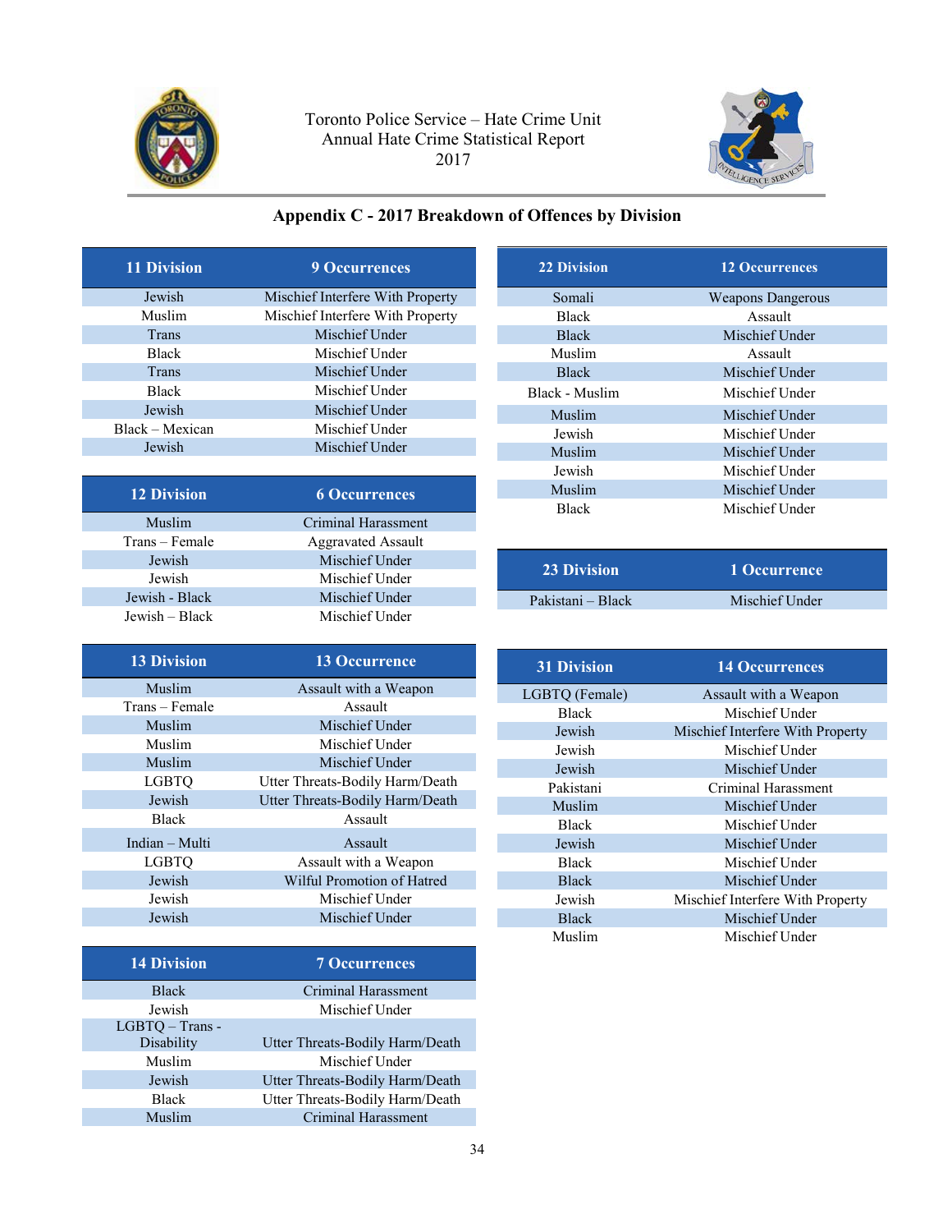Toronto Police Service – Hate Crime Unit
Annual Hate Crime Statistical Report
2017

## Appendix C - 2017 Breakdown of Offences by Division

| 11 Division | 9 Occurrences |
|---|---|
| Jewish | Mischief Interfere With Property |
| Muslim | Mischief Interfere With Property |
| Trans | Mischief Under |
| Black | Mischief Under |
| Trans | Mischief Under |
| Black | Mischief Under |
| Jewish | Mischief Under |
| Black – Mexican | Mischief Under |
| Jewish | Mischief Under |

| 12 Division | 6 Occurrences |
|---|---|
| Muslim | Criminal Harassment |
| Trans – Female | Aggravated Assault |
| Jewish | Mischief Under |
| Jewish | Mischief Under |
| Jewish - Black | Mischief Under |
| Jewish – Black | Mischief Under |

| 13 Division | 13 Occurrence |
|---|---|
| Muslim | Assault with a Weapon |
| Trans – Female | Assault |
| Muslim | Mischief Under |
| Muslim | Mischief Under |
| Muslim | Mischief Under |
| LGBTQ | Utter Threats-Bodily Harm/Death |
| Jewish | Utter Threats-Bodily Harm/Death |
| Black | Assault |
| Indian – Multi | Assault |
| LGBTQ | Assault with a Weapon |
| Jewish | Wilful Promotion of Hatred |
| Jewish | Mischief Under |
| Jewish | Mischief Under |

| 14 Division | 7 Occurrences |
|---|---|
| Black | Criminal Harassment |
| Jewish | Mischief Under |
| LGBTQ – Trans - Disability | Utter Threats-Bodily Harm/Death |
| Muslim | Mischief Under |
| Jewish | Utter Threats-Bodily Harm/Death |
| Black | Utter Threats-Bodily Harm/Death |
| Muslim | Criminal Harassment |

| 22 Division | 12 Occurrences |
|---|---|
| Somali | Weapons Dangerous |
| Black | Assault |
| Black | Mischief Under |
| Muslim | Assault |
| Black | Mischief Under |
| Black - Muslim | Mischief Under |
| Muslim | Mischief Under |
| Jewish | Mischief Under |
| Muslim | Mischief Under |
| Jewish | Mischief Under |
| Muslim | Mischief Under |
| Black | Mischief Under |

| 23 Division | 1 Occurrence |
|---|---|
| Pakistani – Black | Mischief Under |

| 31 Division | 14 Occurrences |
|---|---|
| LGBTQ (Female) | Assault with a Weapon |
| Black | Mischief Under |
| Jewish | Mischief Interfere With Property |
| Jewish | Mischief Under |
| Jewish | Mischief Under |
| Pakistani | Criminal Harassment |
| Muslim | Mischief Under |
| Black | Mischief Under |
| Jewish | Mischief Under |
| Black | Mischief Under |
| Black | Mischief Under |
| Jewish | Mischief Interfere With Property |
| Black | Mischief Under |
| Muslim | Mischief Under |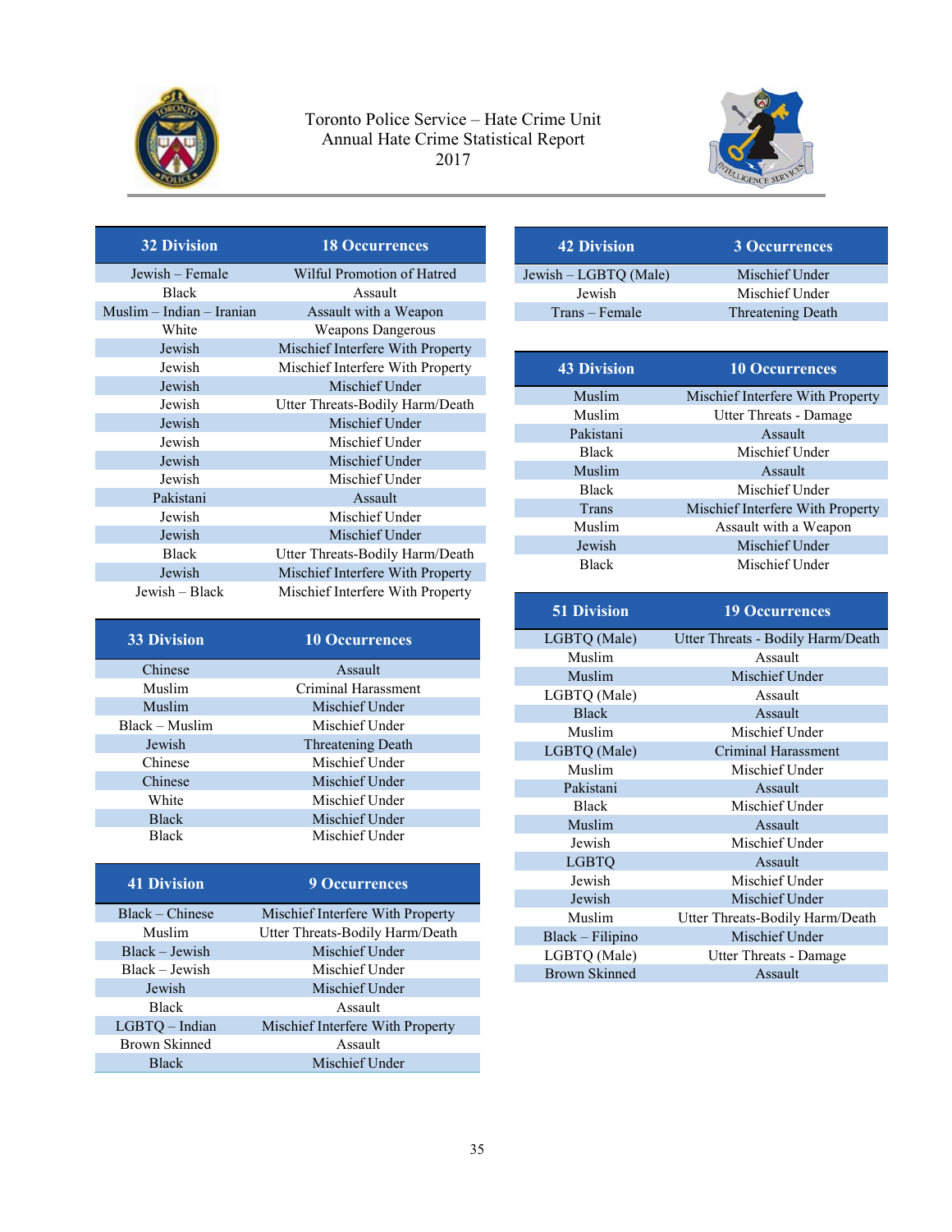Toronto Police Service – Hate Crime Unit
Annual Hate Crime Statistical Report
2017

| 32 Division | 18 Occurrences |
|---|---|
| Jewish – Female | Wilful Promotion of Hatred |
| Black | Assault |
| Muslim – Indian – Iranian | Assault with a Weapon |
| White | Weapons Dangerous |
| Jewish | Mischief Interfere With Property |
| Jewish | Mischief Interfere With Property |
| Jewish | Mischief Under |
| Jewish | Utter Threats-Bodily Harm/Death |
| Jewish | Mischief Under |
| Jewish | Mischief Under |
| Jewish | Mischief Under |
| Jewish | Mischief Under |
| Pakistani | Assault |
| Jewish | Mischief Under |
| Jewish | Mischief Under |
| Black | Utter Threats-Bodily Harm/Death |
| Jewish | Mischief Interfere With Property |
| Jewish – Black | Mischief Interfere With Property |

| 33 Division | 10 Occurrences |
|---|---|
| Chinese | Assault |
| Muslim | Criminal Harassment |
| Muslim | Mischief Under |
| Black – Muslim | Mischief Under |
| Jewish | Threatening Death |
| Chinese | Mischief Under |
| Chinese | Mischief Under |
| White | Mischief Under |
| Black | Mischief Under |
| Black | Mischief Under |

| 41 Division | 9 Occurrences |
|---|---|
| Black – Chinese | Mischief Interfere With Property |
| Muslim | Utter Threats-Bodily Harm/Death |
| Black – Jewish | Mischief Under |
| Black – Jewish | Mischief Under |
| Jewish | Mischief Under |
| Black | Assault |
| LGBTQ – Indian | Mischief Interfere With Property |
| Brown Skinned | Assault |
| Black | Mischief Under |

| 42 Division | 3 Occurrences |
|---|---|
| Jewish – LGBTQ (Male) | Mischief Under |
| Jewish | Mischief Under |
| Trans – Female | Threatening Death |

| 43 Division | 10 Occurrences |
|---|---|
| Muslim | Mischief Interfere With Property |
| Muslim | Utter Threats - Damage |
| Pakistani | Assault |
| Black | Mischief Under |
| Muslim | Assault |
| Black | Mischief Under |
| Trans | Mischief Interfere With Property |
| Muslim | Assault with a Weapon |
| Jewish | Mischief Under |
| Black | Mischief Under |

| 51 Division | 19 Occurrences |
|---|---|
| LGBTQ (Male) | Utter Threats - Bodily Harm/Death |
| Muslim | Assault |
| Muslim | Mischief Under |
| LGBTQ (Male) | Assault |
| Black | Assault |
| Muslim | Mischief Under |
| LGBTQ (Male) | Criminal Harassment |
| Muslim | Mischief Under |
| Pakistani | Assault |
| Black | Mischief Under |
| Muslim | Assault |
| Jewish | Mischief Under |
| LGBTQ | Assault |
| Jewish | Mischief Under |
| Jewish | Mischief Under |
| Muslim | Utter Threats-Bodily Harm/Death |
| Black – Filipino | Mischief Under |
| LGBTQ (Male) | Utter Threats - Damage |
| Brown Skinned | Assault |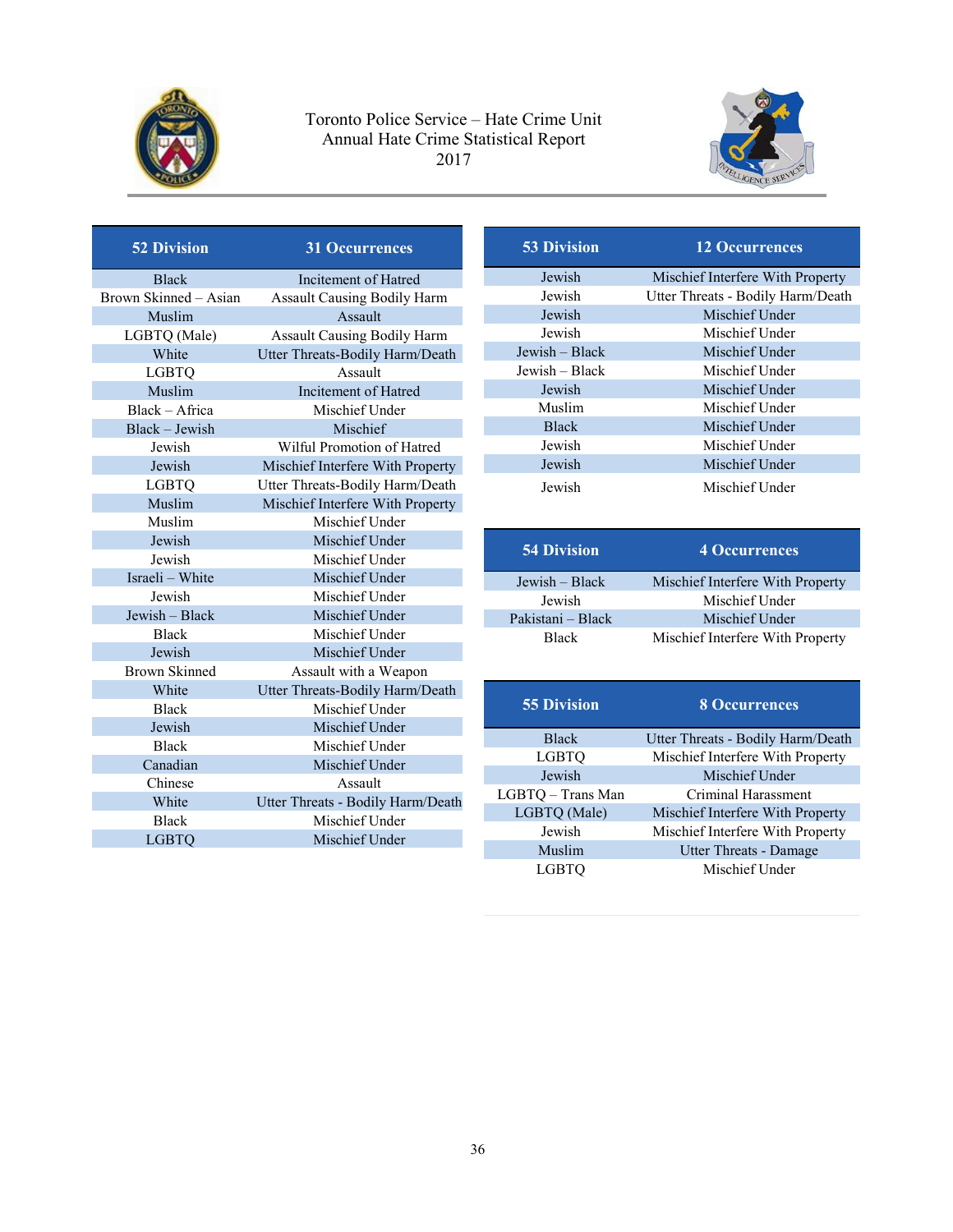Toronto Police Service – Hate Crime Unit
Annual Hate Crime Statistical Report
2017

| 52 Division | 31 Occurrences |
|---|---|
| Black | Incitement of Hatred |
| Brown Skinned – Asian | Assault Causing Bodily Harm |
| Muslim | Assault |
| LGBTQ (Male) | Assault Causing Bodily Harm |
| White | Utter Threats-Bodily Harm/Death |
| LGBTQ | Assault |
| Muslim | Incitement of Hatred |
| Black – Africa | Mischief Under |
| Black – Jewish | Mischief |
| Jewish | Wilful Promotion of Hatred |
| Jewish | Mischief Interfere With Property |
| LGBTQ | Utter Threats-Bodily Harm/Death |
| Muslim | Mischief Interfere With Property |
| Muslim | Mischief Under |
| Jewish | Mischief Under |
| Jewish | Mischief Under |
| Israeli – White | Mischief Under |
| Jewish | Mischief Under |
| Jewish – Black | Mischief Under |
| Black | Mischief Under |
| Jewish | Mischief Under |
| Brown Skinned | Assault with a Weapon |
| White | Utter Threats-Bodily Harm/Death |
| Black | Mischief Under |
| Jewish | Mischief Under |
| Black | Mischief Under |
| Canadian | Mischief Under |
| Chinese | Assault |
| White | Utter Threats - Bodily Harm/Death |
| Black | Mischief Under |
| LGBTQ | Mischief Under |

| 53 Division | 12 Occurrences |
|---|---|
| Jewish | Mischief Interfere With Property |
| Jewish | Utter Threats - Bodily Harm/Death |
| Jewish | Mischief Under |
| Jewish | Mischief Under |
| Jewish – Black | Mischief Under |
| Jewish – Black | Mischief Under |
| Jewish | Mischief Under |
| Muslim | Mischief Under |
| Black | Mischief Under |
| Jewish | Mischief Under |
| Jewish | Mischief Under |
| Jewish | Mischief Under |

| 54 Division | 4 Occurrences |
|---|---|
| Jewish – Black | Mischief Interfere With Property |
| Jewish | Mischief Under |
| Pakistani – Black | Mischief Under |
| Black | Mischief Interfere With Property |

| 55 Division | 8 Occurrences |
|---|---|
| Black | Utter Threats - Bodily Harm/Death |
| LGBTQ | Mischief Interfere With Property |
| Jewish | Mischief Under |
| LGBTQ – Trans Man | Criminal Harassment |
| LGBTQ (Male) | Mischief Interfere With Property |
| Jewish | Mischief Interfere With Property |
| Muslim | Utter Threats - Damage |
| LGBTQ | Mischief Under |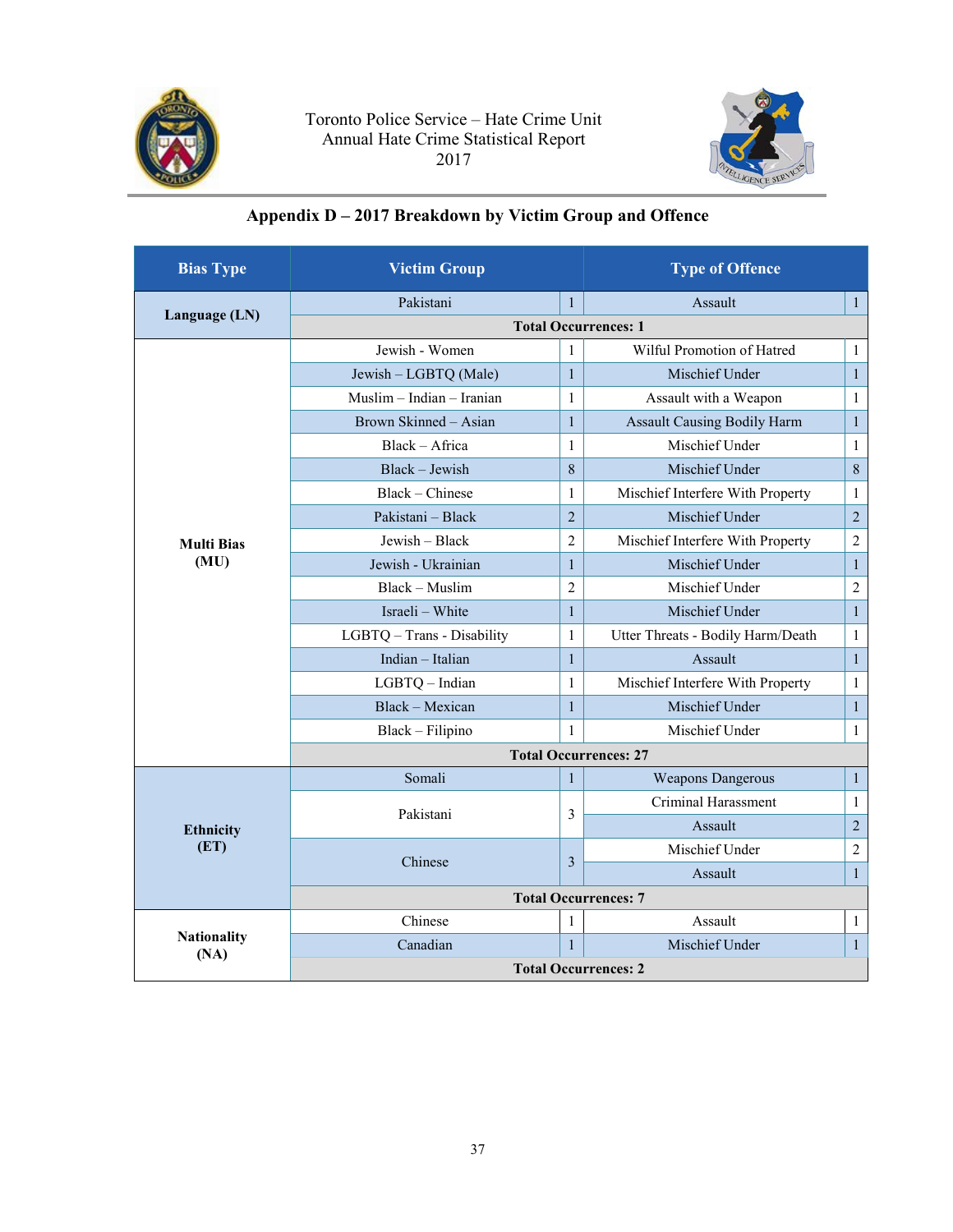## Appendix D – 2017 Breakdown by Victim Group and Offence

| Bias Type | Victim Group | | Type of Offence | |
|---|---|---|---|---|
| Language (LN) | Pakistani | 1 | Assault | 1 |
| | Total Occurrences: 1 | | | |
| Multi Bias (MU) | Jewish - Women | 1 | Wilful Promotion of Hatred | 1 |
| | Jewish – LGBTQ (Male) | 1 | Mischief Under | 1 |
| | Muslim – Indian – Iranian | 1 | Assault with a Weapon | 1 |
| | Brown Skinned – Asian | 1 | Assault Causing Bodily Harm | 1 |
| | Black – Africa | 1 | Mischief Under | 1 |
| | Black – Jewish | 8 | Mischief Under | 8 |
| | Black – Chinese | 1 | Mischief Interfere With Property | 1 |
| | Pakistani – Black | 2 | Mischief Under | 2 |
| | Jewish – Black | 2 | Mischief Interfere With Property | 2 |
| | Jewish - Ukrainian | 1 | Mischief Under | 1 |
| | Black – Muslim | 2 | Mischief Under | 2 |
| | Israeli – White | 1 | Mischief Under | 1 |
| | LGBTQ – Trans - Disability | 1 | Utter Threats - Bodily Harm/Death | 1 |
| | Indian – Italian | 1 | Assault | 1 |
| | LGBTQ – Indian | 1 | Mischief Interfere With Property | 1 |
| | Black – Mexican | 1 | Mischief Under | 1 |
| | Black – Filipino | 1 | Mischief Under | 1 |
| | Total Occurrences: 27 | | | |
| Ethnicity (ET) | Somali | 1 | Weapons Dangerous | 1 |
| | Pakistani | 3 | Criminal Harassment | 1 |
| | | | Assault | 2 |
| | Chinese | 3 | Mischief Under | 2 |
| | | | Assault | 1 |
| | Total Occurrences: 7 | | | |
| Nationality (NA) | Chinese | 1 | Assault | 1 |
| | Canadian | 1 | Mischief Under | 1 |
| | Total Occurrences: 2 | | | |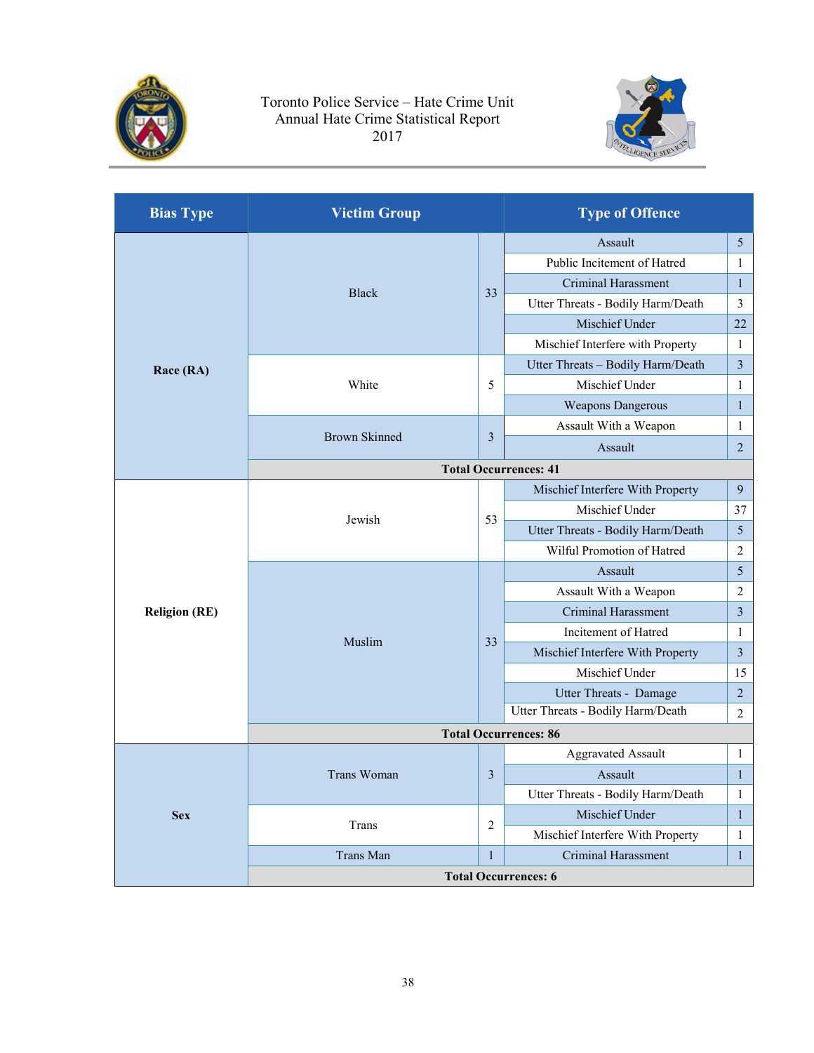Toronto Police Service – Hate Crime Unit
Annual Hate Crime Statistical Report
2017

| Bias Type | Victim Group | | Type of Offence | |
|---|---|---|---|---|
| Race (RA) | Black | 33 | Assault | 5 |
| | | | Public Incitement of Hatred | 1 |
| | | | Criminal Harassment | 1 |
| | | | Utter Threats - Bodily Harm/Death | 3 |
| | | | Mischief Under | 22 |
| | | | Mischief Interfere with Property | 1 |
| | White | 5 | Utter Threats – Bodily Harm/Death | 3 |
| | | | Mischief Under | 1 |
| | | | Weapons Dangerous | 1 |
| | Brown Skinned | 3 | Assault With a Weapon | 1 |
| | | | Assault | 2 |
| | **Total Occurrences: 41** | | | |
| Religion (RE) | Jewish | 53 | Mischief Interfere With Property | 9 |
| | | | Mischief Under | 37 |
| | | | Utter Threats - Bodily Harm/Death | 5 |
| | | | Wilful Promotion of Hatred | 2 |
| | Muslim | 33 | Assault | 5 |
| | | | Assault With a Weapon | 2 |
| | | | Criminal Harassment | 3 |
| | | | Incitement of Hatred | 1 |
| | | | Mischief Interfere With Property | 3 |
| | | | Mischief Under | 15 |
| | | | Utter Threats - Damage | 2 |
| | | | Utter Threats - Bodily Harm/Death | 2 |
| | **Total Occurrences: 86** | | | |
| Sex | Trans Woman | 3 | Aggravated Assault | 1 |
| | | | Assault | 1 |
| | | | Utter Threats - Bodily Harm/Death | 1 |
| | Trans | 2 | Mischief Under | 1 |
| | | | Mischief Interfere With Property | 1 |
| | Trans Man | 1 | Criminal Harassment | 1 |
| | **Total Occurrences: 6** | | | |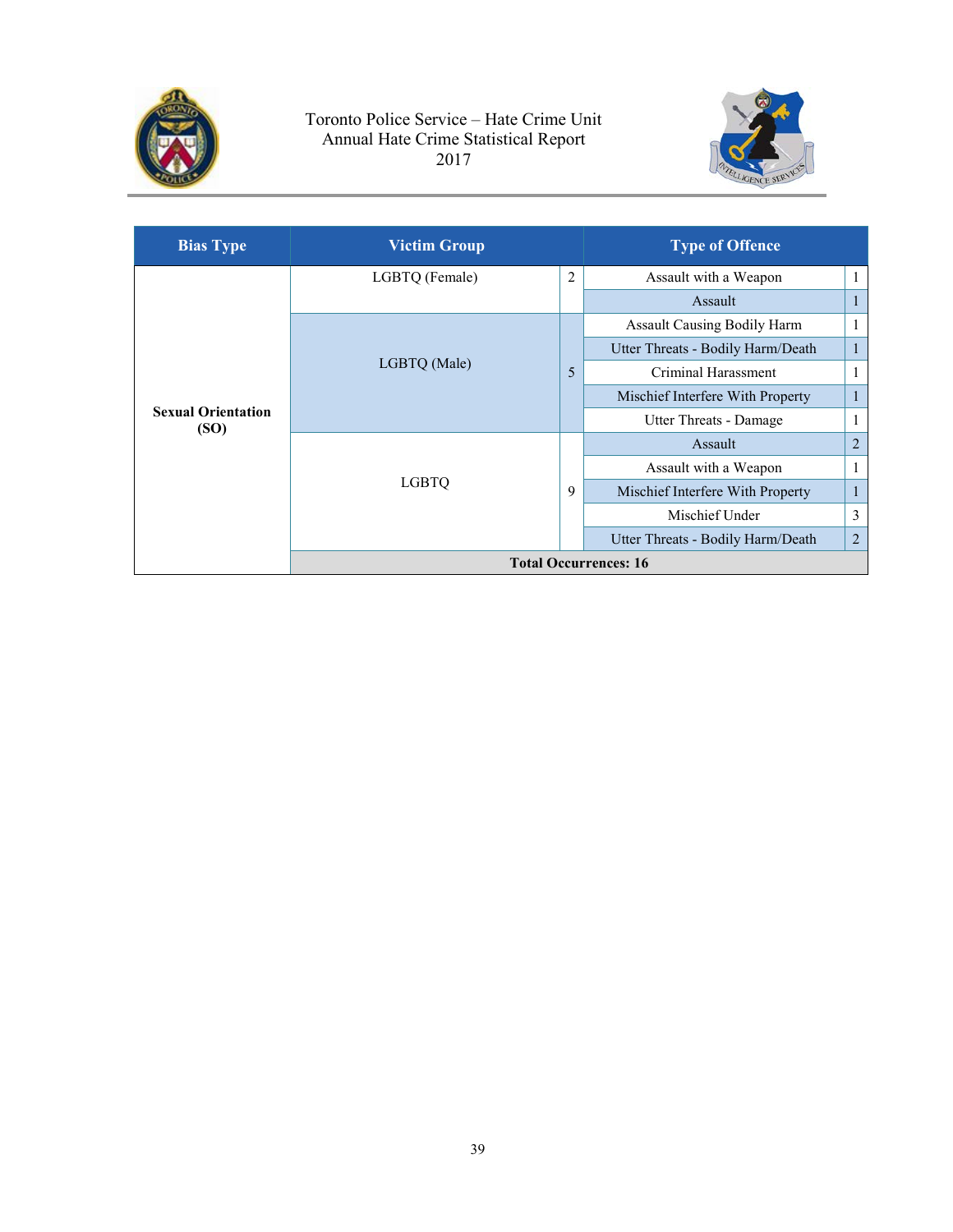| Bias Type | Victim Group | | Type of Offence | |
|---|---|---|---|---|
| Sexual Orientation (SO) | LGBTQ (Female) | 2 | Assault with a Weapon | 1 |
| | | | Assault | 1 |
| | LGBTQ (Male) | 5 | Assault Causing Bodily Harm | 1 |
| | | | Utter Threats - Bodily Harm/Death | 1 |
| | | | Criminal Harassment | 1 |
| | | | Mischief Interfere With Property | 1 |
| | | | Utter Threats - Damage | 1 |
| | LGBTQ | 9 | Assault | 2 |
| | | | Assault with a Weapon | 1 |
| | | | Mischief Interfere With Property | 1 |
| | | | Mischief Under | 3 |
| | | | Utter Threats - Bodily Harm/Death | 2 |
| | **Total Occurrences: 16** | | | |